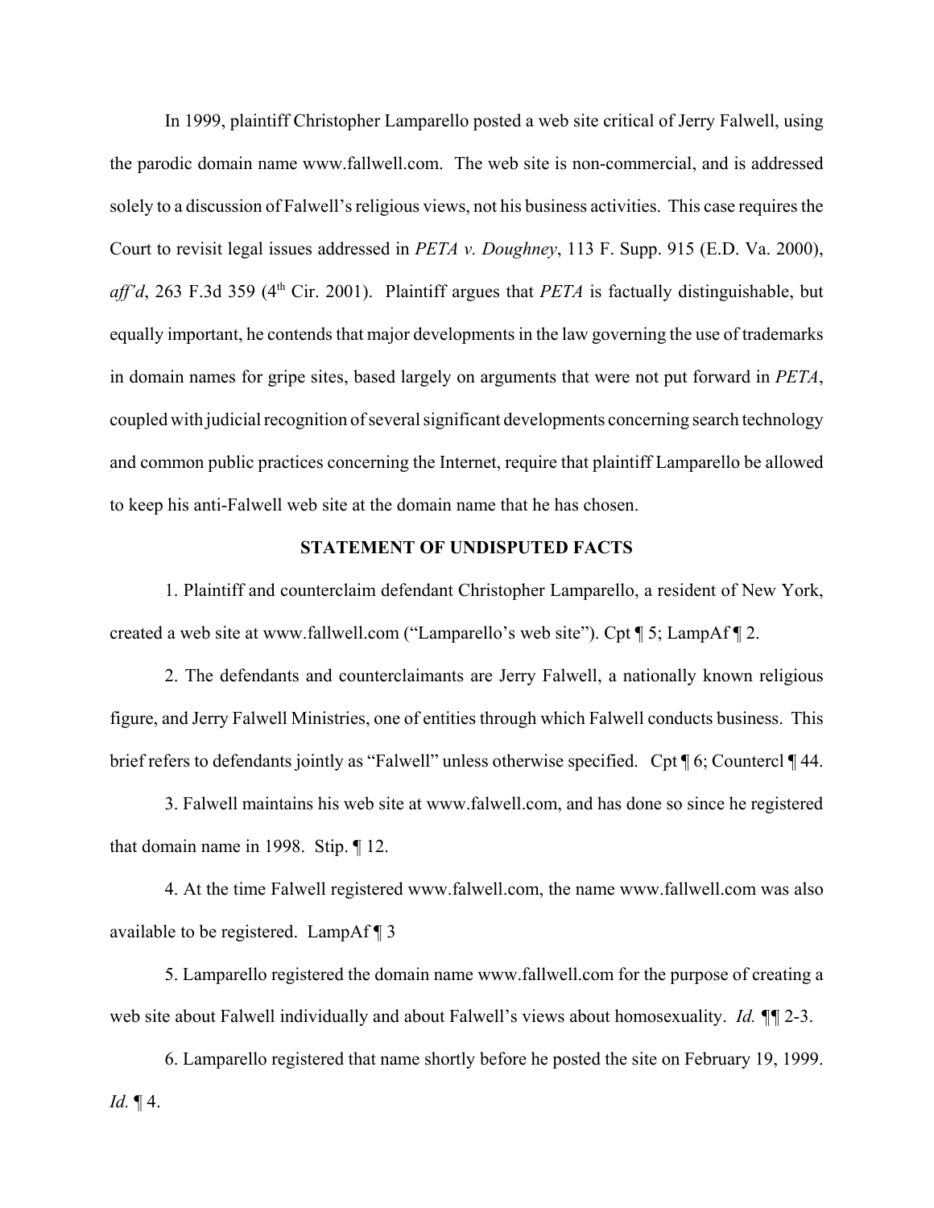In 1999, plaintiff Christopher Lamparello posted a web site critical of Jerry Falwell, using the parodic domain name www.fallwell.com. The web site is non-commercial, and is addressed solely to a discussion of Falwell's religious views, not his business activities. This case requires the Court to revisit legal issues addressed in *PETA v. Doughney*, 113 F. Supp. 915 (E.D. Va. 2000), *aff'd*, 263 F.3d 359 (4th Cir. 2001). Plaintiff argues that *PETA* is factually distinguishable, but equally important, he contends that major developments in the law governing the use of trademarks in domain names for gripe sites, based largely on arguments that were not put forward in *PETA*, coupled with judicial recognition of several significant developments concerning search technology and common public practices concerning the Internet, require that plaintiff Lamparello be allowed to keep his anti-Falwell web site at the domain name that he has chosen.

## STATEMENT OF UNDISPUTED FACTS

1. Plaintiff and counterclaim defendant Christopher Lamparello, a resident of New York, created a web site at www.fallwell.com ("Lamparello's web site"). Cpt ¶ 5; LampAf ¶ 2.

2. The defendants and counterclaimants are Jerry Falwell, a nationally known religious figure, and Jerry Falwell Ministries, one of entities through which Falwell conducts business. This brief refers to defendants jointly as "Falwell" unless otherwise specified. Cpt ¶ 6; Countercl ¶ 44.

3. Falwell maintains his web site at www.falwell.com, and has done so since he registered that domain name in 1998. Stip. ¶ 12.

4. At the time Falwell registered www.falwell.com, the name www.fallwell.com was also available to be registered. LampAf ¶ 3

5. Lamparello registered the domain name www.fallwell.com for the purpose of creating a web site about Falwell individually and about Falwell's views about homosexuality. *Id.* ¶¶ 2-3.

6. Lamparello registered that name shortly before he posted the site on February 19, 1999. *Id.* ¶ 4.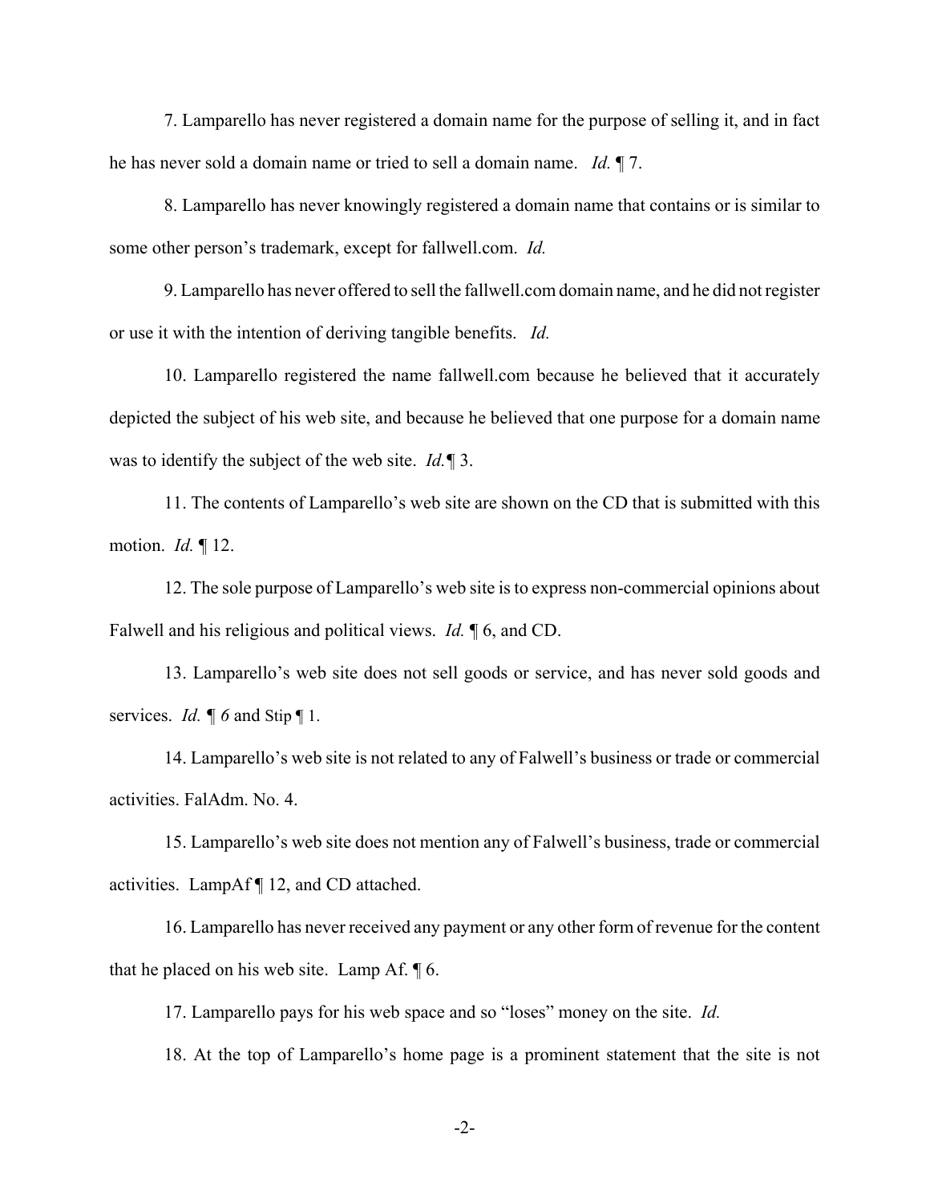7. Lamparello has never registered a domain name for the purpose of selling it, and in fact he has never sold a domain name or tried to sell a domain name. *Id.* ¶ 7.

8. Lamparello has never knowingly registered a domain name that contains or is similar to some other person's trademark, except for fallwell.com. *Id.*

9. Lamparello has never offered to sell the fallwell.com domain name, and he did not register or use it with the intention of deriving tangible benefits. *Id.*

10. Lamparello registered the name fallwell.com because he believed that it accurately depicted the subject of his web site, and because he believed that one purpose for a domain name was to identify the subject of the web site. *Id.*¶ 3.

11. The contents of Lamparello's web site are shown on the CD that is submitted with this motion. *Id.* ¶ 12.

12. The sole purpose of Lamparello's web site is to express non-commercial opinions about Falwell and his religious and political views. *Id.* ¶ 6, and CD.

13. Lamparello's web site does not sell goods or service, and has never sold goods and services. *Id. ¶ 6* and Stip ¶ 1.

14. Lamparello's web site is not related to any of Falwell's business or trade or commercial activities. FalAdm. No. 4.

15. Lamparello's web site does not mention any of Falwell's business, trade or commercial activities. LampAf ¶ 12, and CD attached.

16. Lamparello has never received any payment or any other form of revenue for the content that he placed on his web site. Lamp Af. ¶ 6.

17. Lamparello pays for his web space and so "loses" money on the site. *Id.*

18. At the top of Lamparello's home page is a prominent statement that the site is not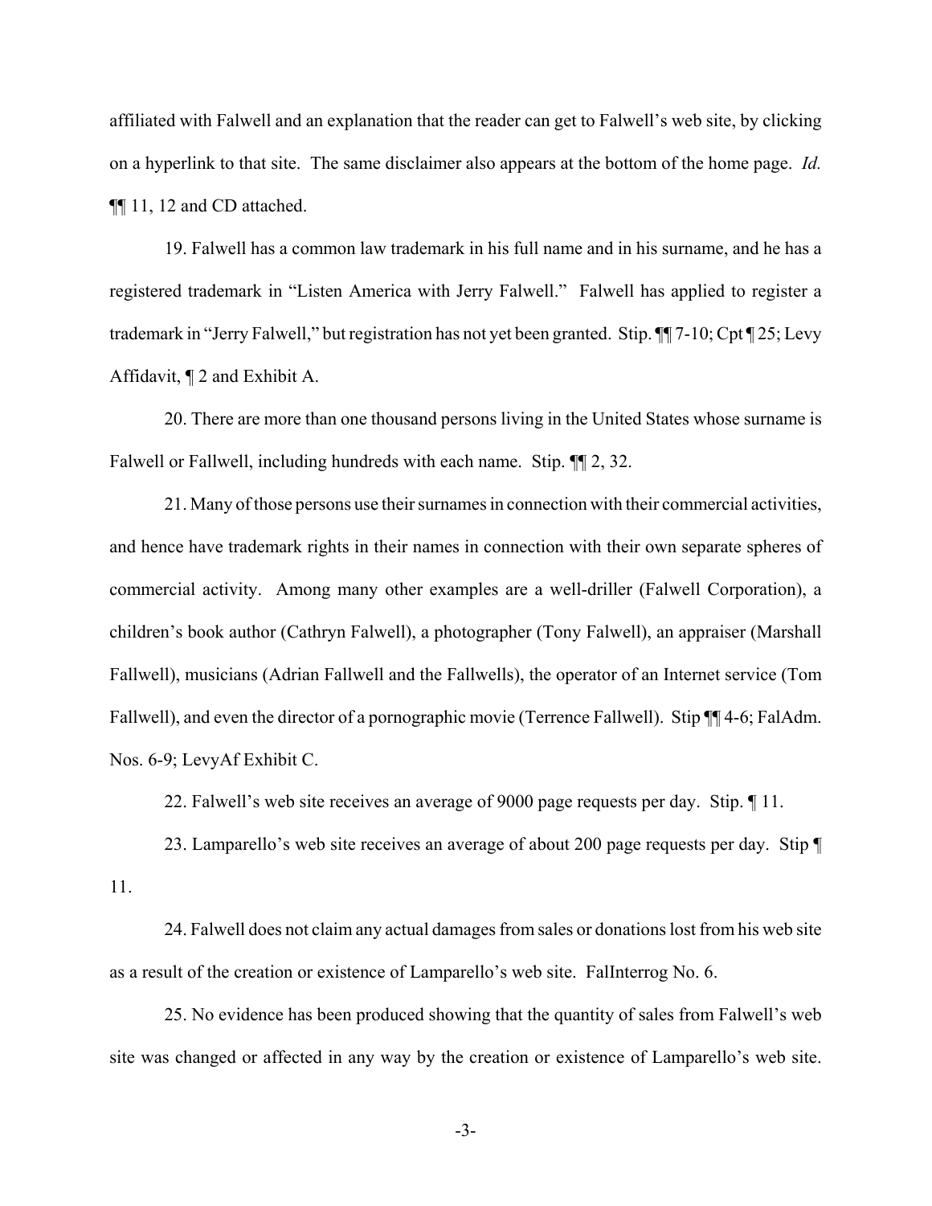affiliated with Falwell and an explanation that the reader can get to Falwell's web site, by clicking on a hyperlink to that site. The same disclaimer also appears at the bottom of the home page. *Id.* ¶¶ 11, 12 and CD attached.

19. Falwell has a common law trademark in his full name and in his surname, and he has a registered trademark in "Listen America with Jerry Falwell." Falwell has applied to register a trademark in "Jerry Falwell," but registration has not yet been granted. Stip. ¶¶ 7-10; Cpt ¶ 25; Levy Affidavit, ¶ 2 and Exhibit A.

20. There are more than one thousand persons living in the United States whose surname is Falwell or Fallwell, including hundreds with each name. Stip. ¶¶ 2, 32.

21. Many of those persons use their surnames in connection with their commercial activities, and hence have trademark rights in their names in connection with their own separate spheres of commercial activity. Among many other examples are a well-driller (Falwell Corporation), a children's book author (Cathryn Falwell), a photographer (Tony Falwell), an appraiser (Marshall Fallwell), musicians (Adrian Fallwell and the Fallwells), the operator of an Internet service (Tom Fallwell), and even the director of a pornographic movie (Terrence Fallwell). Stip ¶¶ 4-6; FalAdm. Nos. 6-9; LevyAf Exhibit C.

22. Falwell's web site receives an average of 9000 page requests per day. Stip. ¶ 11.

23. Lamparello's web site receives an average of about 200 page requests per day. Stip ¶ 11.

24. Falwell does not claim any actual damages from sales or donations lost from his web site as a result of the creation or existence of Lamparello's web site. FalInterrog No. 6.

25. No evidence has been produced showing that the quantity of sales from Falwell's web site was changed or affected in any way by the creation or existence of Lamparello's web site.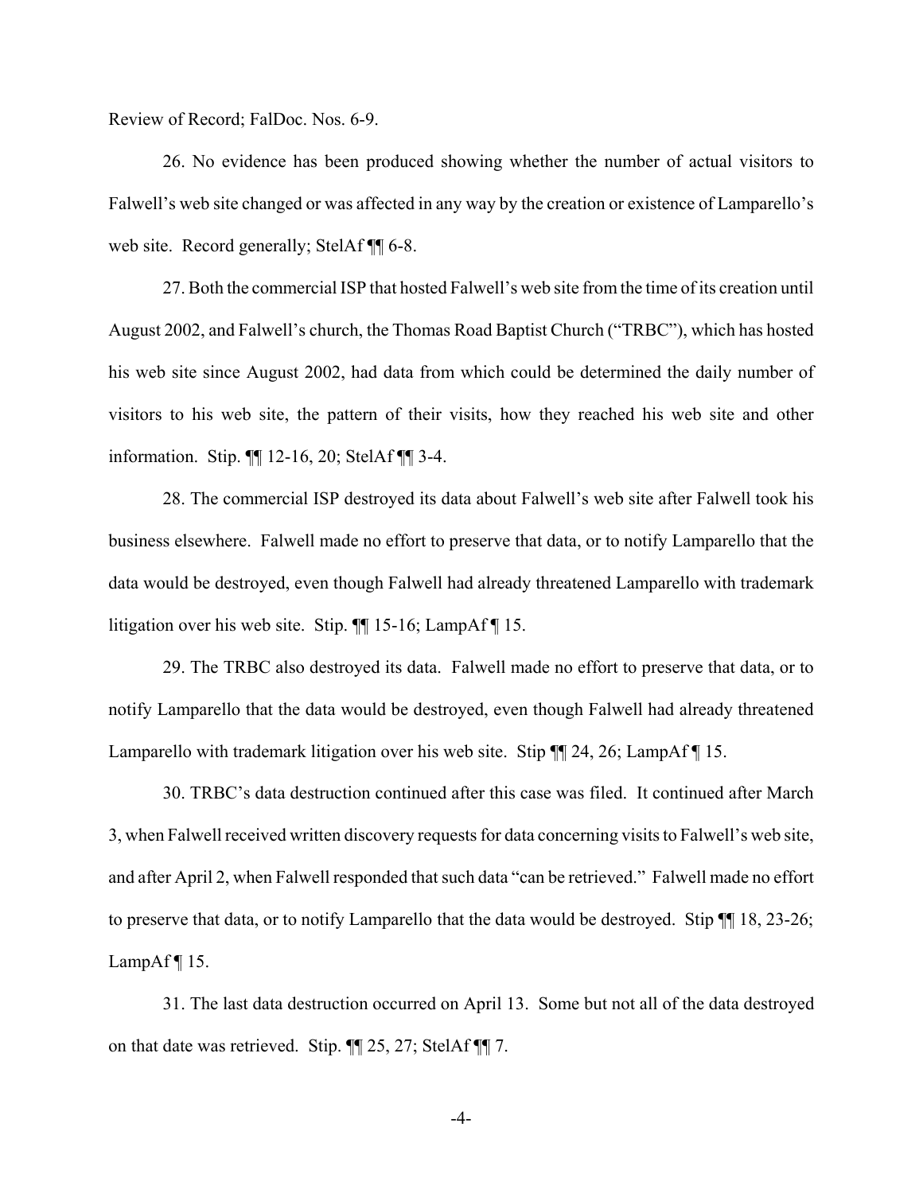Review of Record; FalDoc. Nos. 6-9.

26. No evidence has been produced showing whether the number of actual visitors to Falwell's web site changed or was affected in any way by the creation or existence of Lamparello's web site. Record generally; StelAf ¶¶ 6-8.

27. Both the commercial ISP that hosted Falwell's web site from the time of its creation until August 2002, and Falwell's church, the Thomas Road Baptist Church ("TRBC"), which has hosted his web site since August 2002, had data from which could be determined the daily number of visitors to his web site, the pattern of their visits, how they reached his web site and other information. Stip. ¶¶ 12-16, 20; StelAf ¶¶ 3-4.

28. The commercial ISP destroyed its data about Falwell's web site after Falwell took his business elsewhere. Falwell made no effort to preserve that data, or to notify Lamparello that the data would be destroyed, even though Falwell had already threatened Lamparello with trademark litigation over his web site. Stip. ¶¶ 15-16; LampAf ¶ 15.

29. The TRBC also destroyed its data. Falwell made no effort to preserve that data, or to notify Lamparello that the data would be destroyed, even though Falwell had already threatened Lamparello with trademark litigation over his web site. Stip ¶¶ 24, 26; LampAf ¶ 15.

30. TRBC's data destruction continued after this case was filed. It continued after March 3, when Falwell received written discovery requests for data concerning visits to Falwell's web site, and after April 2, when Falwell responded that such data "can be retrieved." Falwell made no effort to preserve that data, or to notify Lamparello that the data would be destroyed. Stip ¶¶ 18, 23-26; LampAf ¶ 15.

31. The last data destruction occurred on April 13. Some but not all of the data destroyed on that date was retrieved. Stip. ¶¶ 25, 27; StelAf ¶¶ 7.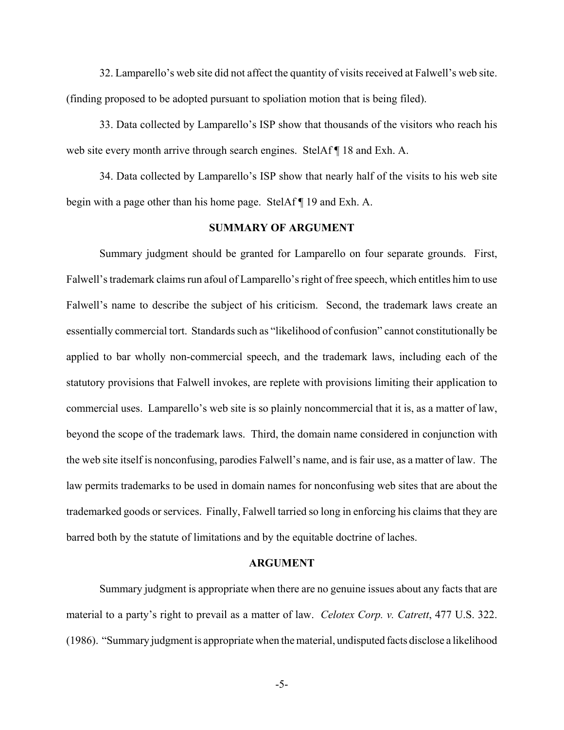32. Lamparello's web site did not affect the quantity of visits received at Falwell's web site. (finding proposed to be adopted pursuant to spoliation motion that is being filed).

33. Data collected by Lamparello's ISP show that thousands of the visitors who reach his web site every month arrive through search engines. StelAf ¶ 18 and Exh. A.

34. Data collected by Lamparello's ISP show that nearly half of the visits to his web site begin with a page other than his home page. StelAf ¶ 19 and Exh. A.

## SUMMARY OF ARGUMENT

Summary judgment should be granted for Lamparello on four separate grounds. First, Falwell's trademark claims run afoul of Lamparello's right of free speech, which entitles him to use Falwell's name to describe the subject of his criticism. Second, the trademark laws create an essentially commercial tort. Standards such as "likelihood of confusion" cannot constitutionally be applied to bar wholly non-commercial speech, and the trademark laws, including each of the statutory provisions that Falwell invokes, are replete with provisions limiting their application to commercial uses. Lamparello's web site is so plainly noncommercial that it is, as a matter of law, beyond the scope of the trademark laws. Third, the domain name considered in conjunction with the web site itself is nonconfusing, parodies Falwell's name, and is fair use, as a matter of law. The law permits trademarks to be used in domain names for nonconfusing web sites that are about the trademarked goods or services. Finally, Falwell tarried so long in enforcing his claims that they are barred both by the statute of limitations and by the equitable doctrine of laches.

## ARGUMENT

Summary judgment is appropriate when there are no genuine issues about any facts that are material to a party's right to prevail as a matter of law. *Celotex Corp. v. Catrett*, 477 U.S. 322. (1986). "Summary judgment is appropriate when the material, undisputed facts disclose a likelihood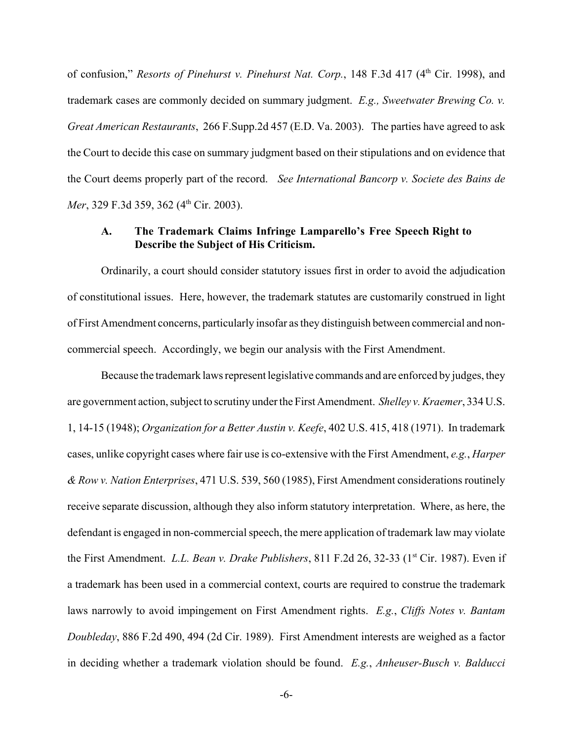of confusion," *Resorts of Pinehurst v. Pinehurst Nat. Corp.*, 148 F.3d 417 (4th Cir. 1998), and trademark cases are commonly decided on summary judgment. *E.g., Sweetwater Brewing Co. v. Great American Restaurants*, 266 F.Supp.2d 457 (E.D. Va. 2003). The parties have agreed to ask the Court to decide this case on summary judgment based on their stipulations and on evidence that the Court deems properly part of the record. *See International Bancorp v. Societe des Bains de Mer*, 329 F.3d 359, 362 (4th Cir. 2003).

### A. The Trademark Claims Infringe Lamparello's Free Speech Right to Describe the Subject of His Criticism.

Ordinarily, a court should consider statutory issues first in order to avoid the adjudication of constitutional issues. Here, however, the trademark statutes are customarily construed in light of First Amendment concerns, particularly insofar as they distinguish between commercial and non-commercial speech. Accordingly, we begin our analysis with the First Amendment.

Because the trademark laws represent legislative commands and are enforced by judges, they are government action, subject to scrutiny under the First Amendment. *Shelley v. Kraemer*, 334 U.S. 1, 14-15 (1948); *Organization for a Better Austin v. Keefe*, 402 U.S. 415, 418 (1971). In trademark cases, unlike copyright cases where fair use is co-extensive with the First Amendment, *e.g.*, *Harper & Row v. Nation Enterprises*, 471 U.S. 539, 560 (1985), First Amendment considerations routinely receive separate discussion, although they also inform statutory interpretation. Where, as here, the defendant is engaged in non-commercial speech, the mere application of trademark law may violate the First Amendment. *L.L. Bean v. Drake Publishers*, 811 F.2d 26, 32-33 (1st Cir. 1987). Even if a trademark has been used in a commercial context, courts are required to construe the trademark laws narrowly to avoid impingement on First Amendment rights. *E.g.*, *Cliffs Notes v. Bantam Doubleday*, 886 F.2d 490, 494 (2d Cir. 1989). First Amendment interests are weighed as a factor in deciding whether a trademark violation should be found. *E.g.*, *Anheuser-Busch v. Balducci*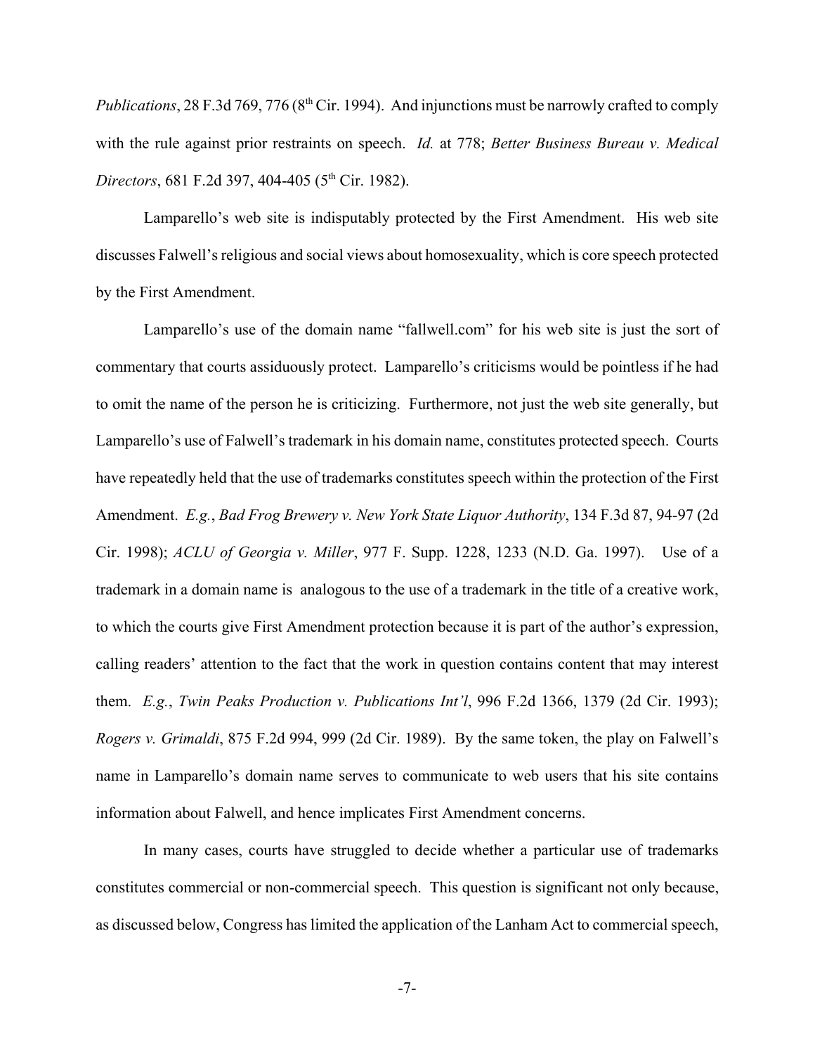*Publications*, 28 F.3d 769, 776 (8th Cir. 1994). And injunctions must be narrowly crafted to comply with the rule against prior restraints on speech. *Id.* at 778; *Better Business Bureau v. Medical Directors*, 681 F.2d 397, 404-405 (5th Cir. 1982).

Lamparello's web site is indisputably protected by the First Amendment. His web site discusses Falwell's religious and social views about homosexuality, which is core speech protected by the First Amendment.

Lamparello's use of the domain name "fallwell.com" for his web site is just the sort of commentary that courts assiduously protect. Lamparello's criticisms would be pointless if he had to omit the name of the person he is criticizing. Furthermore, not just the web site generally, but Lamparello's use of Falwell's trademark in his domain name, constitutes protected speech. Courts have repeatedly held that the use of trademarks constitutes speech within the protection of the First Amendment. *E.g.*, *Bad Frog Brewery v. New York State Liquor Authority*, 134 F.3d 87, 94-97 (2d Cir. 1998); *ACLU of Georgia v. Miller*, 977 F. Supp. 1228, 1233 (N.D. Ga. 1997). Use of a trademark in a domain name is analogous to the use of a trademark in the title of a creative work, to which the courts give First Amendment protection because it is part of the author's expression, calling readers' attention to the fact that the work in question contains content that may interest them. *E.g.*, *Twin Peaks Production v. Publications Int'l*, 996 F.2d 1366, 1379 (2d Cir. 1993); *Rogers v. Grimaldi*, 875 F.2d 994, 999 (2d Cir. 1989). By the same token, the play on Falwell's name in Lamparello's domain name serves to communicate to web users that his site contains information about Falwell, and hence implicates First Amendment concerns.

In many cases, courts have struggled to decide whether a particular use of trademarks constitutes commercial or non-commercial speech. This question is significant not only because, as discussed below, Congress has limited the application of the Lanham Act to commercial speech,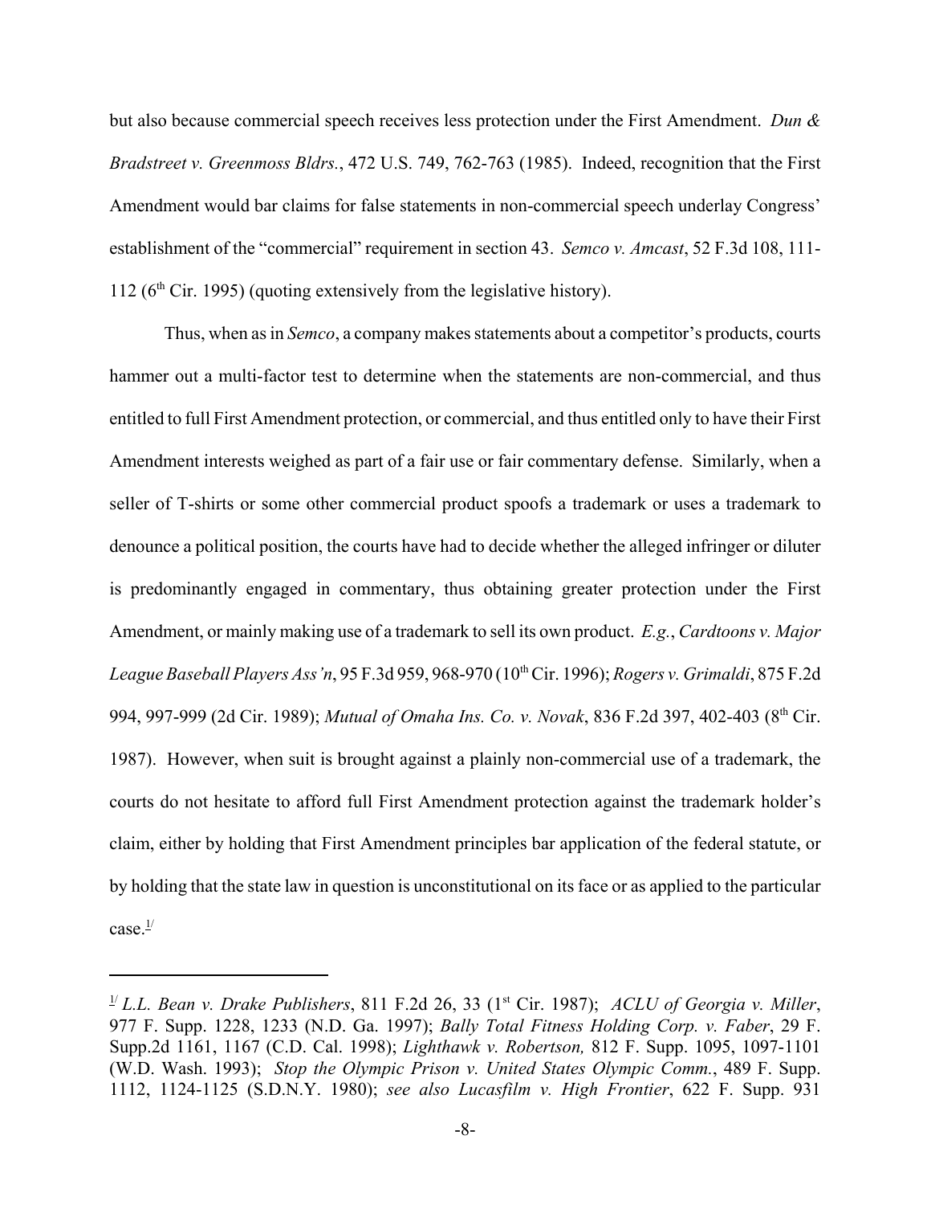but also because commercial speech receives less protection under the First Amendment. *Dun & Bradstreet v. Greenmoss Bldrs.*, 472 U.S. 749, 762-763 (1985). Indeed, recognition that the First Amendment would bar claims for false statements in non-commercial speech underlay Congress' establishment of the "commercial" requirement in section 43. *Semco v. Amcast*, 52 F.3d 108, 111-112 (6th Cir. 1995) (quoting extensively from the legislative history).

Thus, when as in *Semco*, a company makes statements about a competitor's products, courts hammer out a multi-factor test to determine when the statements are non-commercial, and thus entitled to full First Amendment protection, or commercial, and thus entitled only to have their First Amendment interests weighed as part of a fair use or fair commentary defense. Similarly, when a seller of T-shirts or some other commercial product spoofs a trademark or uses a trademark to denounce a political position, the courts have had to decide whether the alleged infringer or diluter is predominantly engaged in commentary, thus obtaining greater protection under the First Amendment, or mainly making use of a trademark to sell its own product. *E.g.*, *Cardtoons v. Major League Baseball Players Ass'n*, 95 F.3d 959, 968-970 (10th Cir. 1996); *Rogers v. Grimaldi*, 875 F.2d 994, 997-999 (2d Cir. 1989); *Mutual of Omaha Ins. Co. v. Novak*, 836 F.2d 397, 402-403 (8th Cir. 1987). However, when suit is brought against a plainly non-commercial use of a trademark, the courts do not hesitate to afford full First Amendment protection against the trademark holder's claim, either by holding that First Amendment principles bar application of the federal statute, or by holding that the state law in question is unconstitutional on its face or as applied to the particular case.[1]

---

[1] *L.L. Bean v. Drake Publishers*, 811 F.2d 26, 33 (1st Cir. 1987); *ACLU of Georgia v. Miller*, 977 F. Supp. 1228, 1233 (N.D. Ga. 1997); *Bally Total Fitness Holding Corp. v. Faber*, 29 F. Supp.2d 1161, 1167 (C.D. Cal. 1998); *Lighthawk v. Robertson,* 812 F. Supp. 1095, 1097-1101 (W.D. Wash. 1993); *Stop the Olympic Prison v. United States Olympic Comm.*, 489 F. Supp. 1112, 1124-1125 (S.D.N.Y. 1980); *see also Lucasfilm v. High Frontier*, 622 F. Supp. 931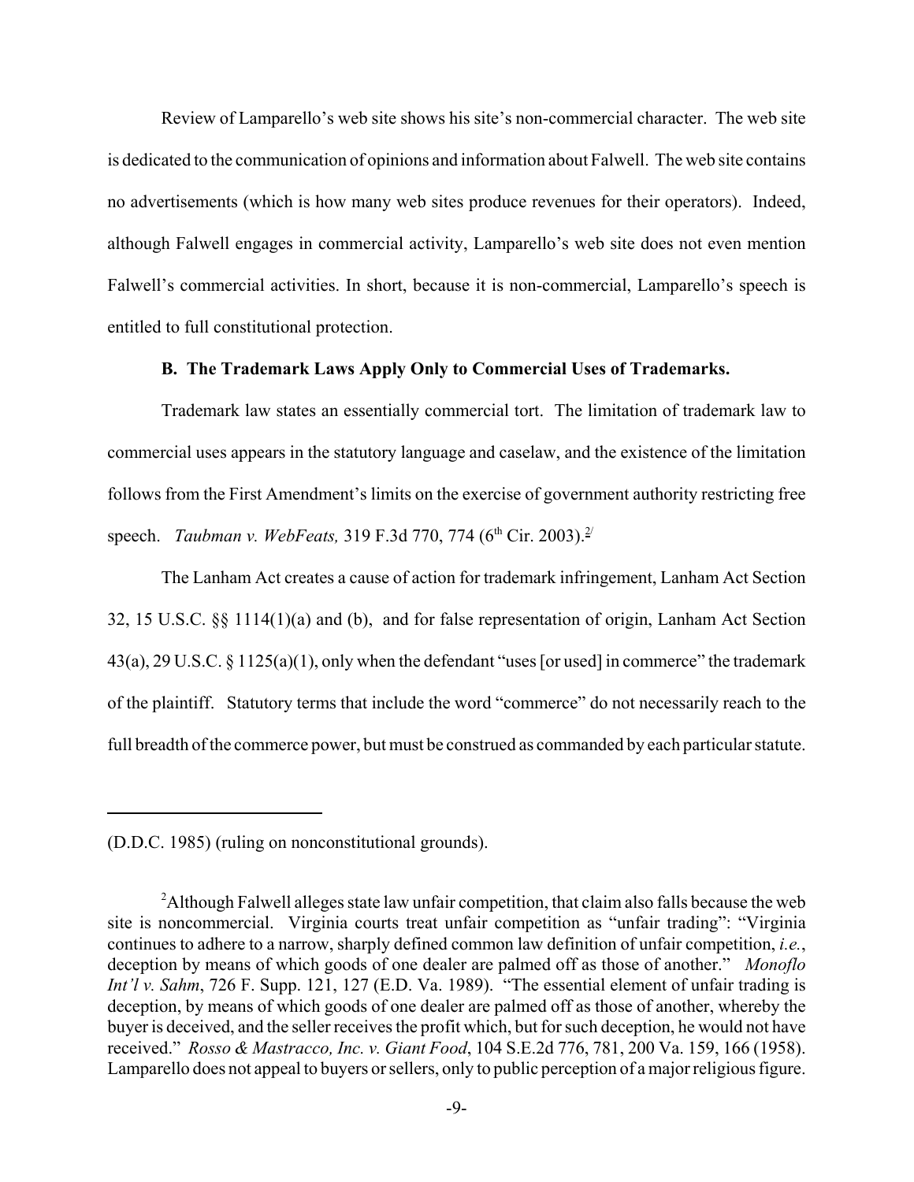Review of Lamparello's web site shows his site's non-commercial character. The web site is dedicated to the communication of opinions and information about Falwell. The web site contains no advertisements (which is how many web sites produce revenues for their operators). Indeed, although Falwell engages in commercial activity, Lamparello's web site does not even mention Falwell's commercial activities. In short, because it is non-commercial, Lamparello's speech is entitled to full constitutional protection.

**B. The Trademark Laws Apply Only to Commercial Uses of Trademarks.**

Trademark law states an essentially commercial tort. The limitation of trademark law to commercial uses appears in the statutory language and caselaw, and the existence of the limitation follows from the First Amendment's limits on the exercise of government authority restricting free speech. *Taubman v. WebFeats,* 319 F.3d 770, 774 (6th Cir. 2003).[2]

The Lanham Act creates a cause of action for trademark infringement, Lanham Act Section 32, 15 U.S.C. §§ 1114(1)(a) and (b), and for false representation of origin, Lanham Act Section 43(a), 29 U.S.C. § 1125(a)(1), only when the defendant "uses [or used] in commerce" the trademark of the plaintiff. Statutory terms that include the word "commerce" do not necessarily reach to the full breadth of the commerce power, but must be construed as commanded by each particular statute.

---

(D.D.C. 1985) (ruling on nonconstitutional grounds).

[2] Although Falwell alleges state law unfair competition, that claim also falls because the web site is noncommercial. Virginia courts treat unfair competition as "unfair trading": "Virginia continues to adhere to a narrow, sharply defined common law definition of unfair competition, *i.e.*, deception by means of which goods of one dealer are palmed off as those of another." *Monoflo Int'l v. Sahm*, 726 F. Supp. 121, 127 (E.D. Va. 1989). "The essential element of unfair trading is deception, by means of which goods of one dealer are palmed off as those of another, whereby the buyer is deceived, and the seller receives the profit which, but for such deception, he would not have received." *Rosso & Mastracco, Inc. v. Giant Food*, 104 S.E.2d 776, 781, 200 Va. 159, 166 (1958). Lamparello does not appeal to buyers or sellers, only to public perception of a major religious figure.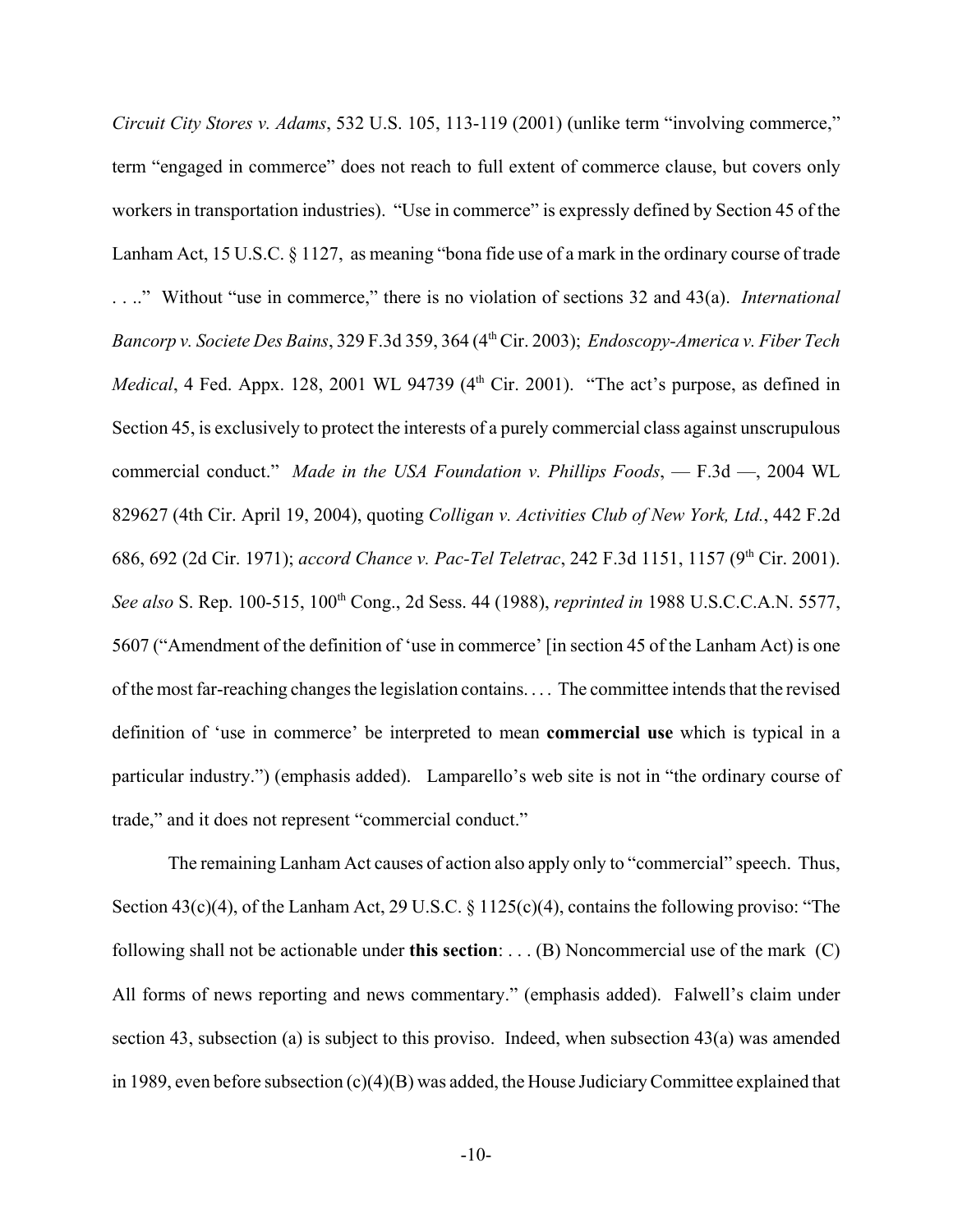*Circuit City Stores v. Adams*, 532 U.S. 105, 113-119 (2001) (unlike term "involving commerce," term "engaged in commerce" does not reach to full extent of commerce clause, but covers only workers in transportation industries). "Use in commerce" is expressly defined by Section 45 of the Lanham Act, 15 U.S.C. § 1127, as meaning "bona fide use of a mark in the ordinary course of trade . . .." Without "use in commerce," there is no violation of sections 32 and 43(a). *International Bancorp v. Societe Des Bains*, 329 F.3d 359, 364 (4th Cir. 2003); *Endoscopy-America v. Fiber Tech Medical*, 4 Fed. Appx. 128, 2001 WL 94739 (4th Cir. 2001). "The act's purpose, as defined in Section 45, is exclusively to protect the interests of a purely commercial class against unscrupulous commercial conduct." *Made in the USA Foundation v. Phillips Foods*, — F.3d —, 2004 WL 829627 (4th Cir. April 19, 2004), quoting *Colligan v. Activities Club of New York, Ltd.*, 442 F.2d 686, 692 (2d Cir. 1971); *accord Chance v. Pac-Tel Teletrac*, 242 F.3d 1151, 1157 (9th Cir. 2001). *See also* S. Rep. 100-515, 100th Cong., 2d Sess. 44 (1988), *reprinted in* 1988 U.S.C.C.A.N. 5577, 5607 ("Amendment of the definition of 'use in commerce' [in section 45 of the Lanham Act) is one of the most far-reaching changes the legislation contains. . . . The committee intends that the revised definition of 'use in commerce' be interpreted to mean **commercial use** which is typical in a particular industry.") (emphasis added). Lamparello's web site is not in "the ordinary course of trade," and it does not represent "commercial conduct."

The remaining Lanham Act causes of action also apply only to "commercial" speech. Thus, Section 43(c)(4), of the Lanham Act, 29 U.S.C. § 1125(c)(4), contains the following proviso: "The following shall not be actionable under **this section**: . . . (B) Noncommercial use of the mark (C) All forms of news reporting and news commentary." (emphasis added). Falwell's claim under section 43, subsection (a) is subject to this proviso. Indeed, when subsection 43(a) was amended in 1989, even before subsection (c)(4)(B) was added, the House Judiciary Committee explained that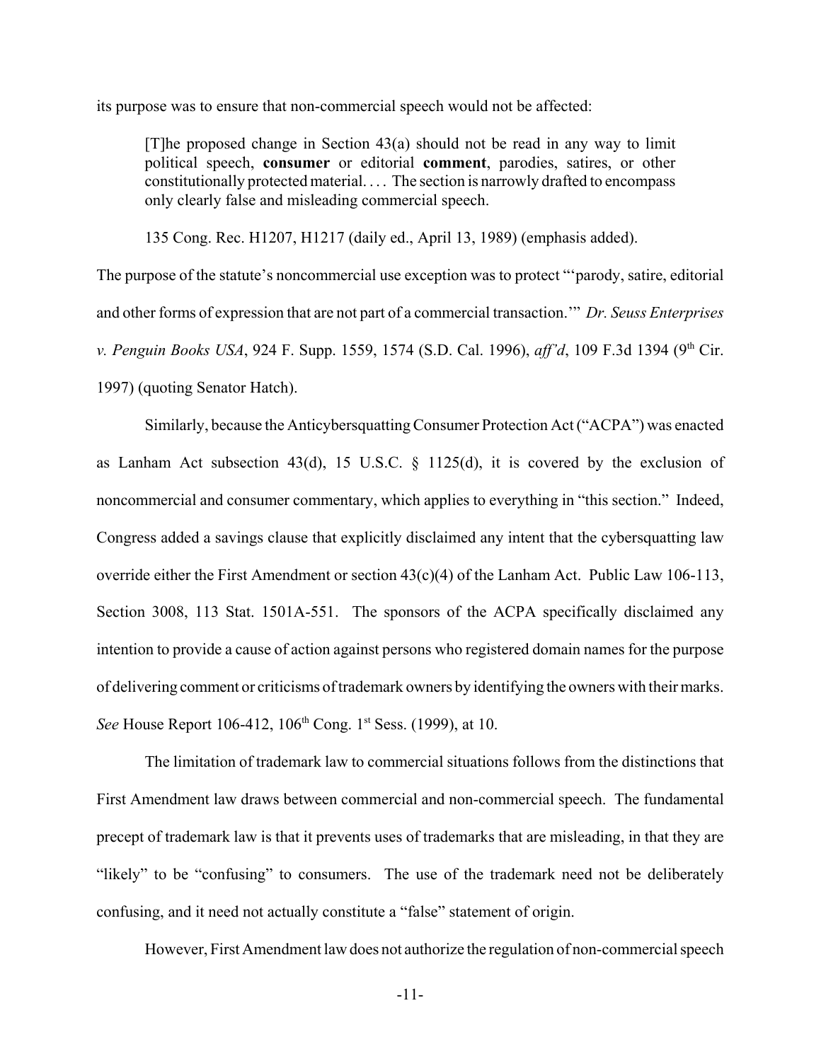its purpose was to ensure that non-commercial speech would not be affected:

> [T]he proposed change in Section 43(a) should not be read in any way to limit political speech, **consumer** or editorial **comment**, parodies, satires, or other constitutionally protected material. . . . The section is narrowly drafted to encompass only clearly false and misleading commercial speech.

135 Cong. Rec. H1207, H1217 (daily ed., April 13, 1989) (emphasis added).

The purpose of the statute's noncommercial use exception was to protect "'parody, satire, editorial and other forms of expression that are not part of a commercial transaction.'" *Dr. Seuss Enterprises v. Penguin Books USA*, 924 F. Supp. 1559, 1574 (S.D. Cal. 1996), *aff'd*, 109 F.3d 1394 (9th Cir. 1997) (quoting Senator Hatch).

Similarly, because the Anticybersquatting Consumer Protection Act ("ACPA") was enacted as Lanham Act subsection 43(d), 15 U.S.C. § 1125(d), it is covered by the exclusion of noncommercial and consumer commentary, which applies to everything in "this section." Indeed, Congress added a savings clause that explicitly disclaimed any intent that the cybersquatting law override either the First Amendment or section 43(c)(4) of the Lanham Act. Public Law 106-113, Section 3008, 113 Stat. 1501A-551. The sponsors of the ACPA specifically disclaimed any intention to provide a cause of action against persons who registered domain names for the purpose of delivering comment or criticisms of trademark owners by identifying the owners with their marks. *See* House Report 106-412, 106th Cong. 1st Sess. (1999), at 10.

The limitation of trademark law to commercial situations follows from the distinctions that First Amendment law draws between commercial and non-commercial speech. The fundamental precept of trademark law is that it prevents uses of trademarks that are misleading, in that they are "likely" to be "confusing" to consumers. The use of the trademark need not be deliberately confusing, and it need not actually constitute a "false" statement of origin.

However, First Amendment law does not authorize the regulation of non-commercial speech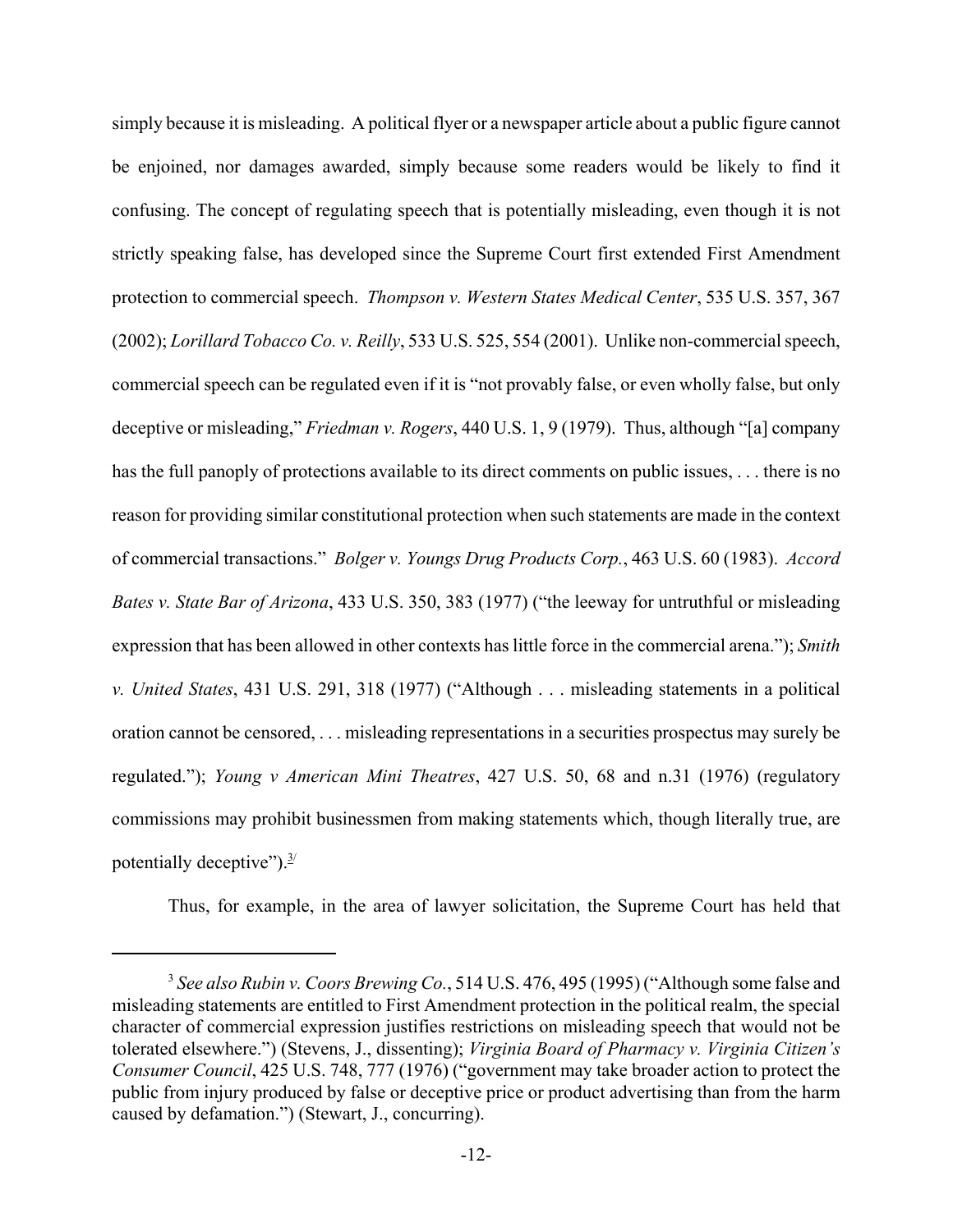simply because it is misleading. A political flyer or a newspaper article about a public figure cannot be enjoined, nor damages awarded, simply because some readers would be likely to find it confusing. The concept of regulating speech that is potentially misleading, even though it is not strictly speaking false, has developed since the Supreme Court first extended First Amendment protection to commercial speech. *Thompson v. Western States Medical Center*, 535 U.S. 357, 367 (2002); *Lorillard Tobacco Co. v. Reilly*, 533 U.S. 525, 554 (2001). Unlike non-commercial speech, commercial speech can be regulated even if it is "not provably false, or even wholly false, but only deceptive or misleading," *Friedman v. Rogers*, 440 U.S. 1, 9 (1979). Thus, although "[a] company has the full panoply of protections available to its direct comments on public issues, . . . there is no reason for providing similar constitutional protection when such statements are made in the context of commercial transactions." *Bolger v. Youngs Drug Products Corp.*, 463 U.S. 60 (1983). *Accord Bates v. State Bar of Arizona*, 433 U.S. 350, 383 (1977) ("the leeway for untruthful or misleading expression that has been allowed in other contexts has little force in the commercial arena."); *Smith v. United States*, 431 U.S. 291, 318 (1977) ("Although . . . misleading statements in a political oration cannot be censored, . . . misleading representations in a securities prospectus may surely be regulated."); *Young v American Mini Theatres*, 427 U.S. 50, 68 and n.31 (1976) (regulatory commissions may prohibit businessmen from making statements which, though literally true, are potentially deceptive").[3]

Thus, for example, in the area of lawyer solicitation, the Supreme Court has held that

[3] *See also Rubin v. Coors Brewing Co.*, 514 U.S. 476, 495 (1995) ("Although some false and misleading statements are entitled to First Amendment protection in the political realm, the special character of commercial expression justifies restrictions on misleading speech that would not be tolerated elsewhere.") (Stevens, J., dissenting); *Virginia Board of Pharmacy v. Virginia Citizen's Consumer Council*, 425 U.S. 748, 777 (1976) ("government may take broader action to protect the public from injury produced by false or deceptive price or product advertising than from the harm caused by defamation.") (Stewart, J., concurring).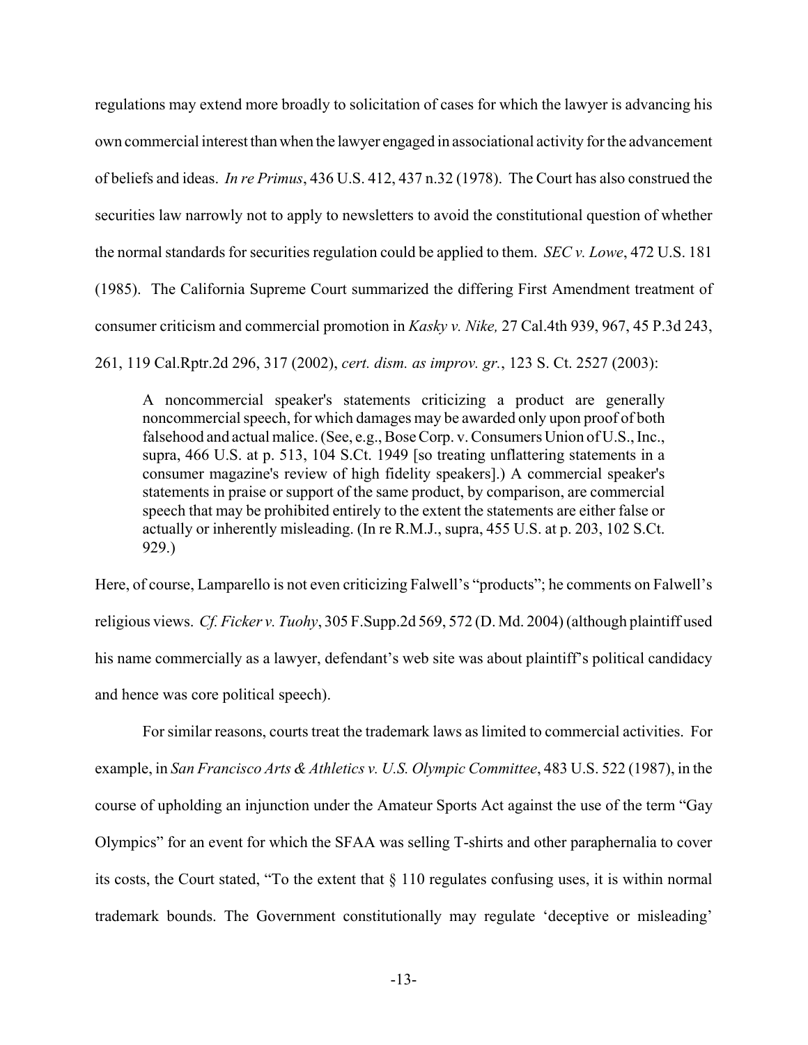regulations may extend more broadly to solicitation of cases for which the lawyer is advancing his own commercial interest than when the lawyer engaged in associational activity for the advancement of beliefs and ideas. *In re Primus*, 436 U.S. 412, 437 n.32 (1978). The Court has also construed the securities law narrowly not to apply to newsletters to avoid the constitutional question of whether the normal standards for securities regulation could be applied to them. *SEC v. Lowe*, 472 U.S. 181 (1985). The California Supreme Court summarized the differing First Amendment treatment of consumer criticism and commercial promotion in *Kasky v. Nike,* 27 Cal.4th 939, 967, 45 P.3d 243, 261, 119 Cal.Rptr.2d 296, 317 (2002), *cert. dism. as improv. gr.*, 123 S. Ct. 2527 (2003):

> A noncommercial speaker's statements criticizing a product are generally noncommercial speech, for which damages may be awarded only upon proof of both falsehood and actual malice. (See, e.g., Bose Corp. v. Consumers Union of U.S., Inc., supra, 466 U.S. at p. 513, 104 S.Ct. 1949 [so treating unflattering statements in a consumer magazine's review of high fidelity speakers].) A commercial speaker's statements in praise or support of the same product, by comparison, are commercial speech that may be prohibited entirely to the extent the statements are either false or actually or inherently misleading. (In re R.M.J., supra, 455 U.S. at p. 203, 102 S.Ct. 929.)

Here, of course, Lamparello is not even criticizing Falwell's "products"; he comments on Falwell's religious views. *Cf. Ficker v. Tuohy*, 305 F.Supp.2d 569, 572 (D. Md. 2004) (although plaintiff used his name commercially as a lawyer, defendant's web site was about plaintiff's political candidacy and hence was core political speech).

For similar reasons, courts treat the trademark laws as limited to commercial activities. For example, in *San Francisco Arts & Athletics v. U.S. Olympic Committee*, 483 U.S. 522 (1987), in the course of upholding an injunction under the Amateur Sports Act against the use of the term "Gay Olympics" for an event for which the SFAA was selling T-shirts and other paraphernalia to cover its costs, the Court stated, "To the extent that § 110 regulates confusing uses, it is within normal trademark bounds. The Government constitutionally may regulate 'deceptive or misleading'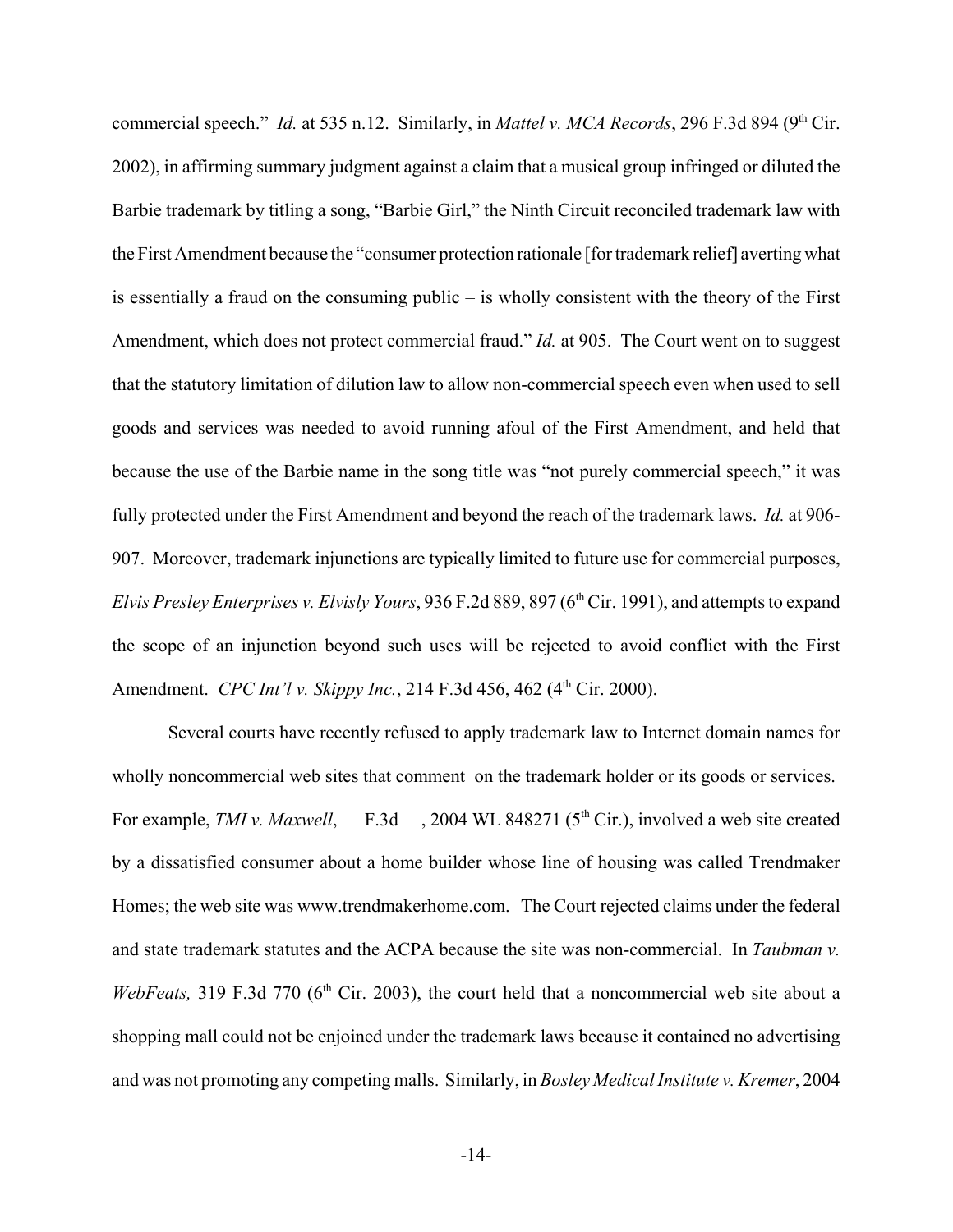commercial speech." *Id.* at 535 n.12. Similarly, in *Mattel v. MCA Records*, 296 F.3d 894 (9th Cir. 2002), in affirming summary judgment against a claim that a musical group infringed or diluted the Barbie trademark by titling a song, "Barbie Girl," the Ninth Circuit reconciled trademark law with the First Amendment because the "consumer protection rationale [for trademark relief] averting what is essentially a fraud on the consuming public – is wholly consistent with the theory of the First Amendment, which does not protect commercial fraud." *Id.* at 905. The Court went on to suggest that the statutory limitation of dilution law to allow non-commercial speech even when used to sell goods and services was needed to avoid running afoul of the First Amendment, and held that because the use of the Barbie name in the song title was "not purely commercial speech," it was fully protected under the First Amendment and beyond the reach of the trademark laws. *Id.* at 906-907. Moreover, trademark injunctions are typically limited to future use for commercial purposes, *Elvis Presley Enterprises v. Elvisly Yours*, 936 F.2d 889, 897 (6th Cir. 1991), and attempts to expand the scope of an injunction beyond such uses will be rejected to avoid conflict with the First Amendment. *CPC Int'l v. Skippy Inc.*, 214 F.3d 456, 462 (4th Cir. 2000).

Several courts have recently refused to apply trademark law to Internet domain names for wholly noncommercial web sites that comment on the trademark holder or its goods or services. For example, *TMI v. Maxwell*, — F.3d —, 2004 WL 848271 (5th Cir.), involved a web site created by a dissatisfied consumer about a home builder whose line of housing was called Trendmaker Homes; the web site was www.trendmakerhome.com. The Court rejected claims under the federal and state trademark statutes and the ACPA because the site was non-commercial. In *Taubman v. WebFeats,* 319 F.3d 770 (6th Cir. 2003), the court held that a noncommercial web site about a shopping mall could not be enjoined under the trademark laws because it contained no advertising and was not promoting any competing malls. Similarly, in *Bosley Medical Institute v. Kremer*, 2004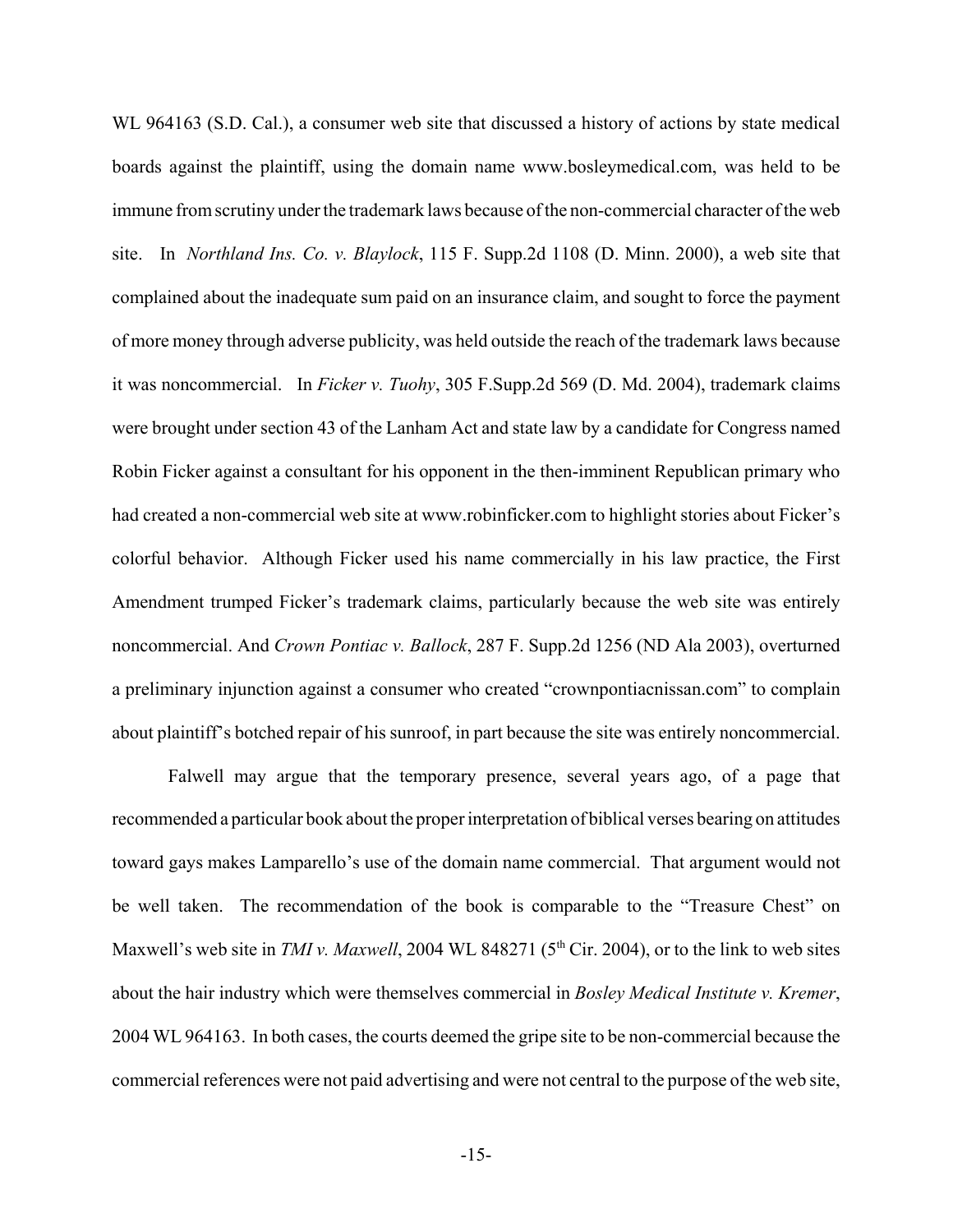WL 964163 (S.D. Cal.), a consumer web site that discussed a history of actions by state medical boards against the plaintiff, using the domain name www.bosleymedical.com, was held to be immune from scrutiny under the trademark laws because of the non-commercial character of the web site. In *Northland Ins. Co. v. Blaylock*, 115 F. Supp.2d 1108 (D. Minn. 2000), a web site that complained about the inadequate sum paid on an insurance claim, and sought to force the payment of more money through adverse publicity, was held outside the reach of the trademark laws because it was noncommercial. In *Ficker v. Tuohy*, 305 F.Supp.2d 569 (D. Md. 2004), trademark claims were brought under section 43 of the Lanham Act and state law by a candidate for Congress named Robin Ficker against a consultant for his opponent in the then-imminent Republican primary who had created a non-commercial web site at www.robinficker.com to highlight stories about Ficker's colorful behavior. Although Ficker used his name commercially in his law practice, the First Amendment trumped Ficker's trademark claims, particularly because the web site was entirely noncommercial. And *Crown Pontiac v. Ballock*, 287 F. Supp.2d 1256 (ND Ala 2003), overturned a preliminary injunction against a consumer who created "crownpontiacnissan.com" to complain about plaintiff's botched repair of his sunroof, in part because the site was entirely noncommercial.

Falwell may argue that the temporary presence, several years ago, of a page that recommended a particular book about the proper interpretation of biblical verses bearing on attitudes toward gays makes Lamparello's use of the domain name commercial. That argument would not be well taken. The recommendation of the book is comparable to the "Treasure Chest" on Maxwell's web site in *TMI v. Maxwell*, 2004 WL 848271 (5th Cir. 2004), or to the link to web sites about the hair industry which were themselves commercial in *Bosley Medical Institute v. Kremer*, 2004 WL 964163. In both cases, the courts deemed the gripe site to be non-commercial because the commercial references were not paid advertising and were not central to the purpose of the web site,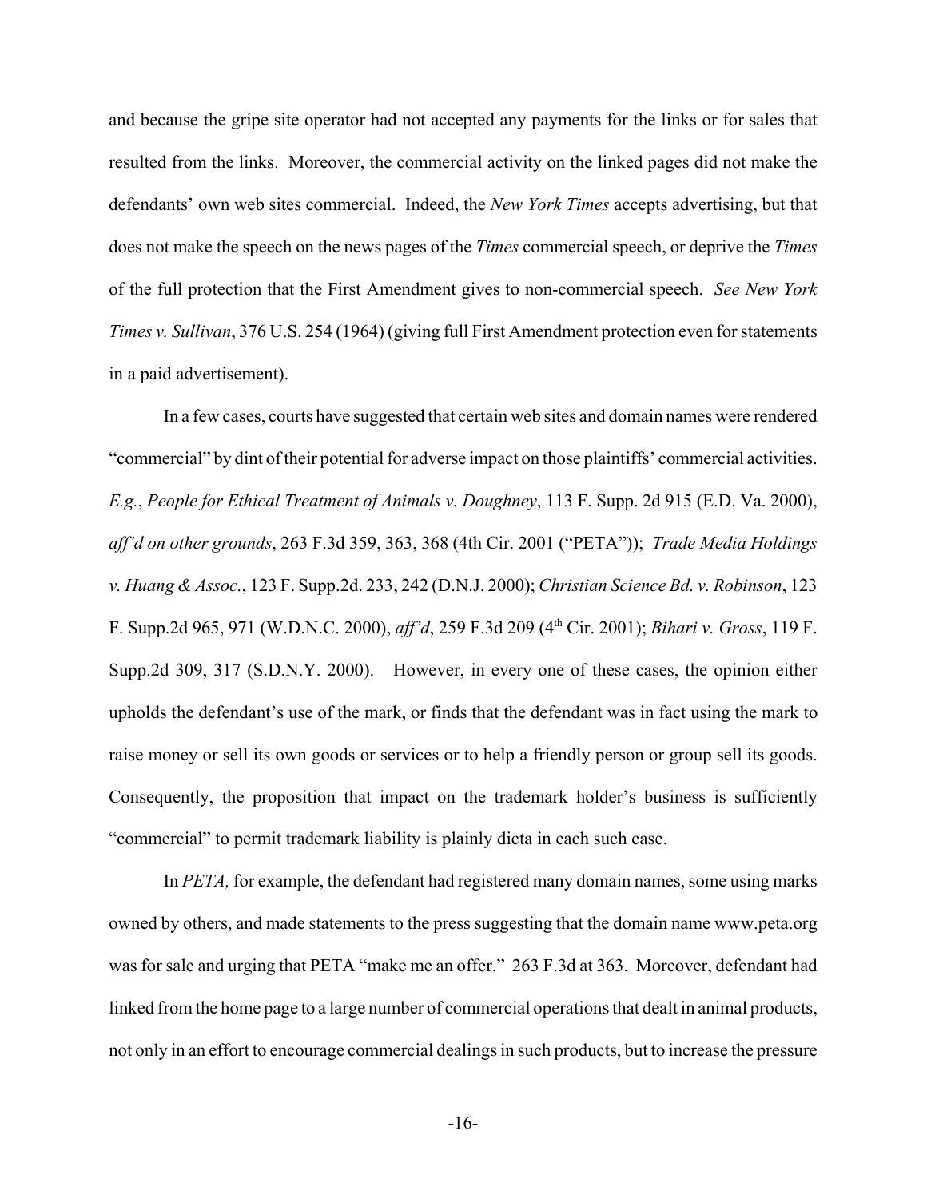and because the gripe site operator had not accepted any payments for the links or for sales that resulted from the links. Moreover, the commercial activity on the linked pages did not make the defendants' own web sites commercial. Indeed, the *New York Times* accepts advertising, but that does not make the speech on the news pages of the *Times* commercial speech, or deprive the *Times* of the full protection that the First Amendment gives to non-commercial speech. *See New York Times v. Sullivan*, 376 U.S. 254 (1964) (giving full First Amendment protection even for statements in a paid advertisement).

In a few cases, courts have suggested that certain web sites and domain names were rendered "commercial" by dint of their potential for adverse impact on those plaintiffs' commercial activities. *E.g.*, *People for Ethical Treatment of Animals v. Doughney*, 113 F. Supp. 2d 915 (E.D. Va. 2000), *aff'd on other grounds*, 263 F.3d 359, 363, 368 (4th Cir. 2001 ("PETA")); *Trade Media Holdings v. Huang & Assoc.*, 123 F. Supp.2d. 233, 242 (D.N.J. 2000); *Christian Science Bd. v. Robinson*, 123 F. Supp.2d 965, 971 (W.D.N.C. 2000), *aff'd*, 259 F.3d 209 (4th Cir. 2001); *Bihari v. Gross*, 119 F. Supp.2d 309, 317 (S.D.N.Y. 2000). However, in every one of these cases, the opinion either upholds the defendant's use of the mark, or finds that the defendant was in fact using the mark to raise money or sell its own goods or services or to help a friendly person or group sell its goods. Consequently, the proposition that impact on the trademark holder's business is sufficiently "commercial" to permit trademark liability is plainly dicta in each such case.

In *PETA,* for example, the defendant had registered many domain names, some using marks owned by others, and made statements to the press suggesting that the domain name www.peta.org was for sale and urging that PETA "make me an offer." 263 F.3d at 363. Moreover, defendant had linked from the home page to a large number of commercial operations that dealt in animal products, not only in an effort to encourage commercial dealings in such products, but to increase the pressure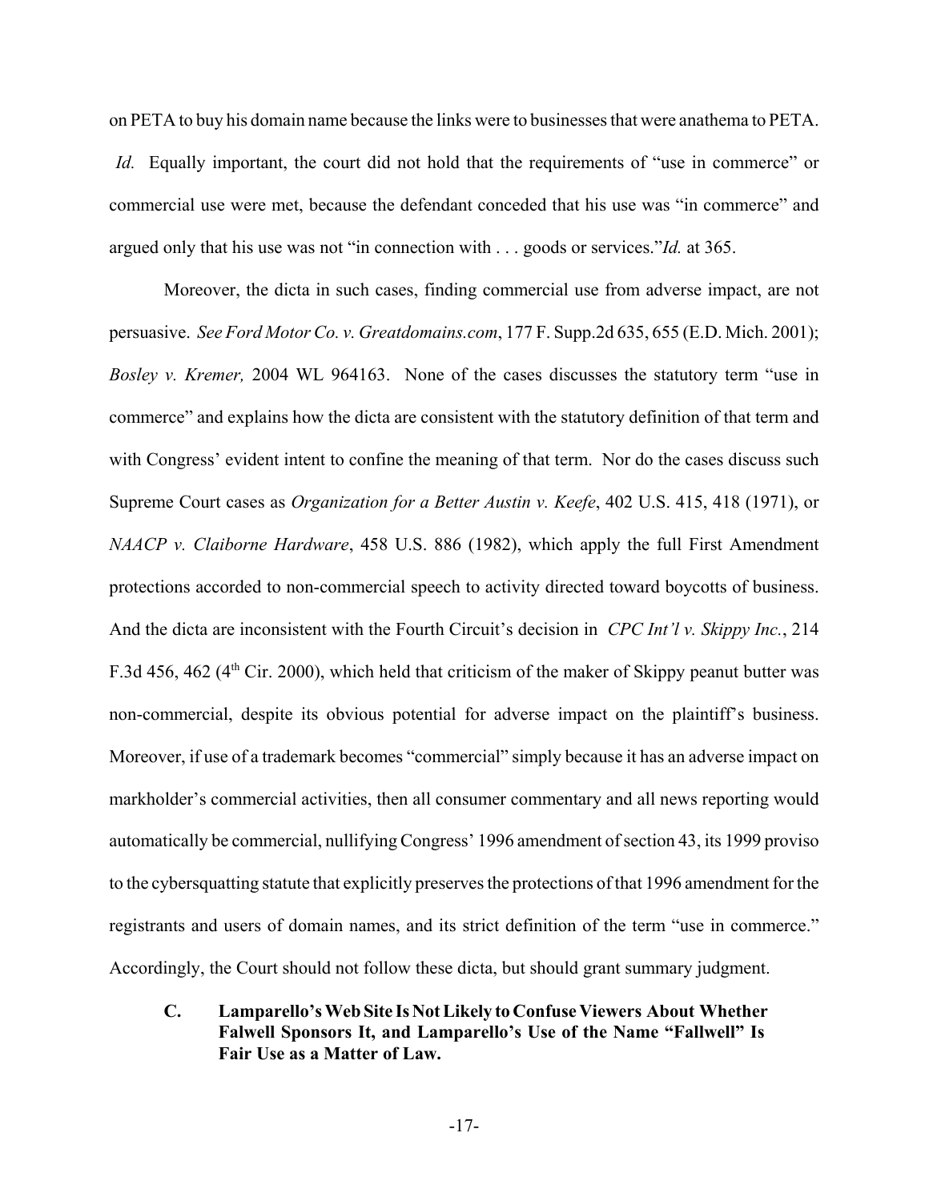on PETA to buy his domain name because the links were to businesses that were anathema to PETA. *Id.* Equally important, the court did not hold that the requirements of "use in commerce" or commercial use were met, because the defendant conceded that his use was "in commerce" and argued only that his use was not "in connection with . . . goods or services."*Id.* at 365.

Moreover, the dicta in such cases, finding commercial use from adverse impact, are not persuasive. *See Ford Motor Co. v. Greatdomains.com*, 177 F. Supp.2d 635, 655 (E.D. Mich. 2001); *Bosley v. Kremer,* 2004 WL 964163. None of the cases discusses the statutory term "use in commerce" and explains how the dicta are consistent with the statutory definition of that term and with Congress' evident intent to confine the meaning of that term. Nor do the cases discuss such Supreme Court cases as *Organization for a Better Austin v. Keefe*, 402 U.S. 415, 418 (1971), or *NAACP v. Claiborne Hardware*, 458 U.S. 886 (1982), which apply the full First Amendment protections accorded to non-commercial speech to activity directed toward boycotts of business. And the dicta are inconsistent with the Fourth Circuit's decision in *CPC Int'l v. Skippy Inc.*, 214 F.3d 456, 462 (4th Cir. 2000), which held that criticism of the maker of Skippy peanut butter was non-commercial, despite its obvious potential for adverse impact on the plaintiff's business. Moreover, if use of a trademark becomes "commercial" simply because it has an adverse impact on markholder's commercial activities, then all consumer commentary and all news reporting would automatically be commercial, nullifying Congress' 1996 amendment of section 43, its 1999 proviso to the cybersquatting statute that explicitly preserves the protections of that 1996 amendment for the registrants and users of domain names, and its strict definition of the term "use in commerce." Accordingly, the Court should not follow these dicta, but should grant summary judgment.

### C. Lamparello's Web Site Is Not Likely to Confuse Viewers About Whether Falwell Sponsors It, and Lamparello's Use of the Name "Fallwell" Is Fair Use as a Matter of Law.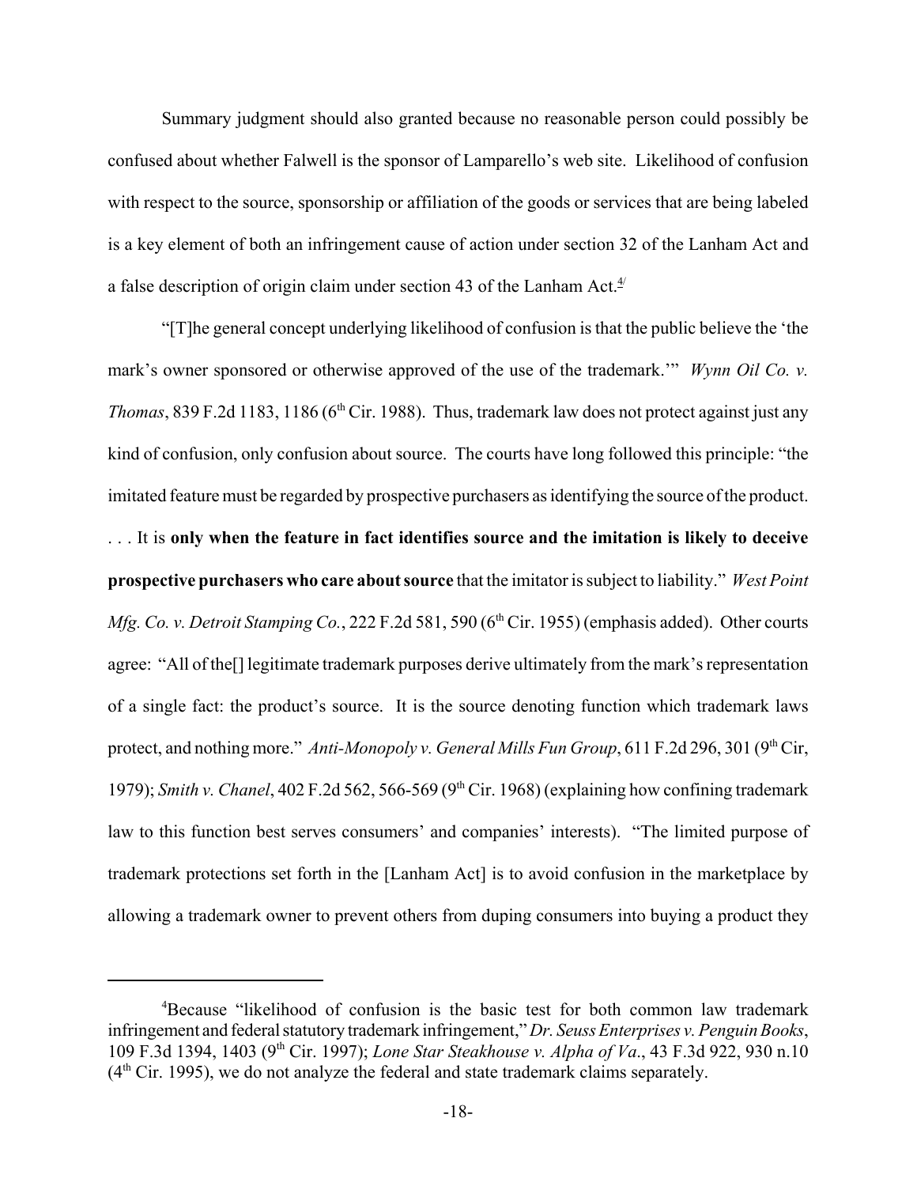Summary judgment should also granted because no reasonable person could possibly be confused about whether Falwell is the sponsor of Lamparello's web site. Likelihood of confusion with respect to the source, sponsorship or affiliation of the goods or services that are being labeled is a key element of both an infringement cause of action under section 32 of the Lanham Act and a false description of origin claim under section 43 of the Lanham Act.[4]

"[T]he general concept underlying likelihood of confusion is that the public believe the 'the mark's owner sponsored or otherwise approved of the use of the trademark.'" *Wynn Oil Co. v. Thomas*, 839 F.2d 1183, 1186 (6th Cir. 1988). Thus, trademark law does not protect against just any kind of confusion, only confusion about source. The courts have long followed this principle: "the imitated feature must be regarded by prospective purchasers as identifying the source of the product. . . . It is **only when the feature in fact identifies source and the imitation is likely to deceive prospective purchasers who care about source** that the imitator is subject to liability." *West Point Mfg. Co. v. Detroit Stamping Co.*, 222 F.2d 581, 590 (6th Cir. 1955) (emphasis added). Other courts agree: "All of the[] legitimate trademark purposes derive ultimately from the mark's representation of a single fact: the product's source. It is the source denoting function which trademark laws protect, and nothing more." *Anti-Monopoly v. General Mills Fun Group*, 611 F.2d 296, 301 (9th Cir, 1979); *Smith v. Chanel*, 402 F.2d 562, 566-569 (9th Cir. 1968) (explaining how confining trademark law to this function best serves consumers' and companies' interests). "The limited purpose of trademark protections set forth in the [Lanham Act] is to avoid confusion in the marketplace by allowing a trademark owner to prevent others from duping consumers into buying a product they

[4] Because "likelihood of confusion is the basic test for both common law trademark infringement and federal statutory trademark infringement," *Dr. Seuss Enterprises v. Penguin Books*, 109 F.3d 1394, 1403 (9th Cir. 1997); *Lone Star Steakhouse v. Alpha of Va*., 43 F.3d 922, 930 n.10 (4th Cir. 1995), we do not analyze the federal and state trademark claims separately.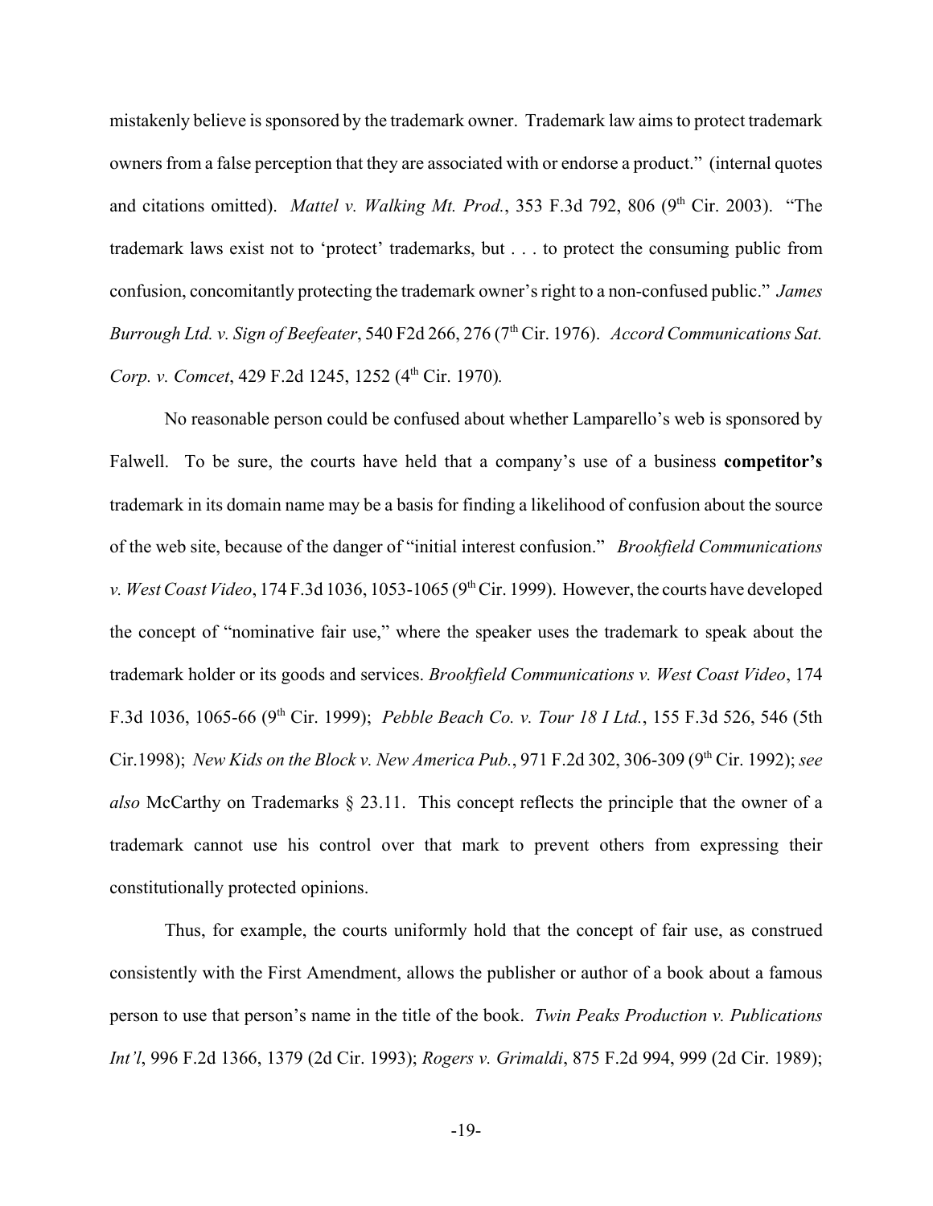mistakenly believe is sponsored by the trademark owner. Trademark law aims to protect trademark owners from a false perception that they are associated with or endorse a product." (internal quotes and citations omitted). *Mattel v. Walking Mt. Prod.*, 353 F.3d 792, 806 (9th Cir. 2003). "The trademark laws exist not to 'protect' trademarks, but . . . to protect the consuming public from confusion, concomitantly protecting the trademark owner's right to a non-confused public." *James Burrough Ltd. v. Sign of Beefeater*, 540 F2d 266, 276 (7th Cir. 1976). *Accord Communications Sat. Corp. v. Comcet*, 429 F.2d 1245, 1252 (4th Cir. 1970).

No reasonable person could be confused about whether Lamparello's web is sponsored by Falwell. To be sure, the courts have held that a company's use of a business **competitor's** trademark in its domain name may be a basis for finding a likelihood of confusion about the source of the web site, because of the danger of "initial interest confusion." *Brookfield Communications v. West Coast Video*, 174 F.3d 1036, 1053-1065 (9th Cir. 1999). However, the courts have developed the concept of "nominative fair use," where the speaker uses the trademark to speak about the trademark holder or its goods and services. *Brookfield Communications v. West Coast Video*, 174 F.3d 1036, 1065-66 (9th Cir. 1999); *Pebble Beach Co. v. Tour 18 I Ltd.*, 155 F.3d 526, 546 (5th Cir.1998); *New Kids on the Block v. New America Pub.*, 971 F.2d 302, 306-309 (9th Cir. 1992); *see also* McCarthy on Trademarks § 23.11. This concept reflects the principle that the owner of a trademark cannot use his control over that mark to prevent others from expressing their constitutionally protected opinions.

Thus, for example, the courts uniformly hold that the concept of fair use, as construed consistently with the First Amendment, allows the publisher or author of a book about a famous person to use that person's name in the title of the book. *Twin Peaks Production v. Publications Int'l*, 996 F.2d 1366, 1379 (2d Cir. 1993); *Rogers v. Grimaldi*, 875 F.2d 994, 999 (2d Cir. 1989);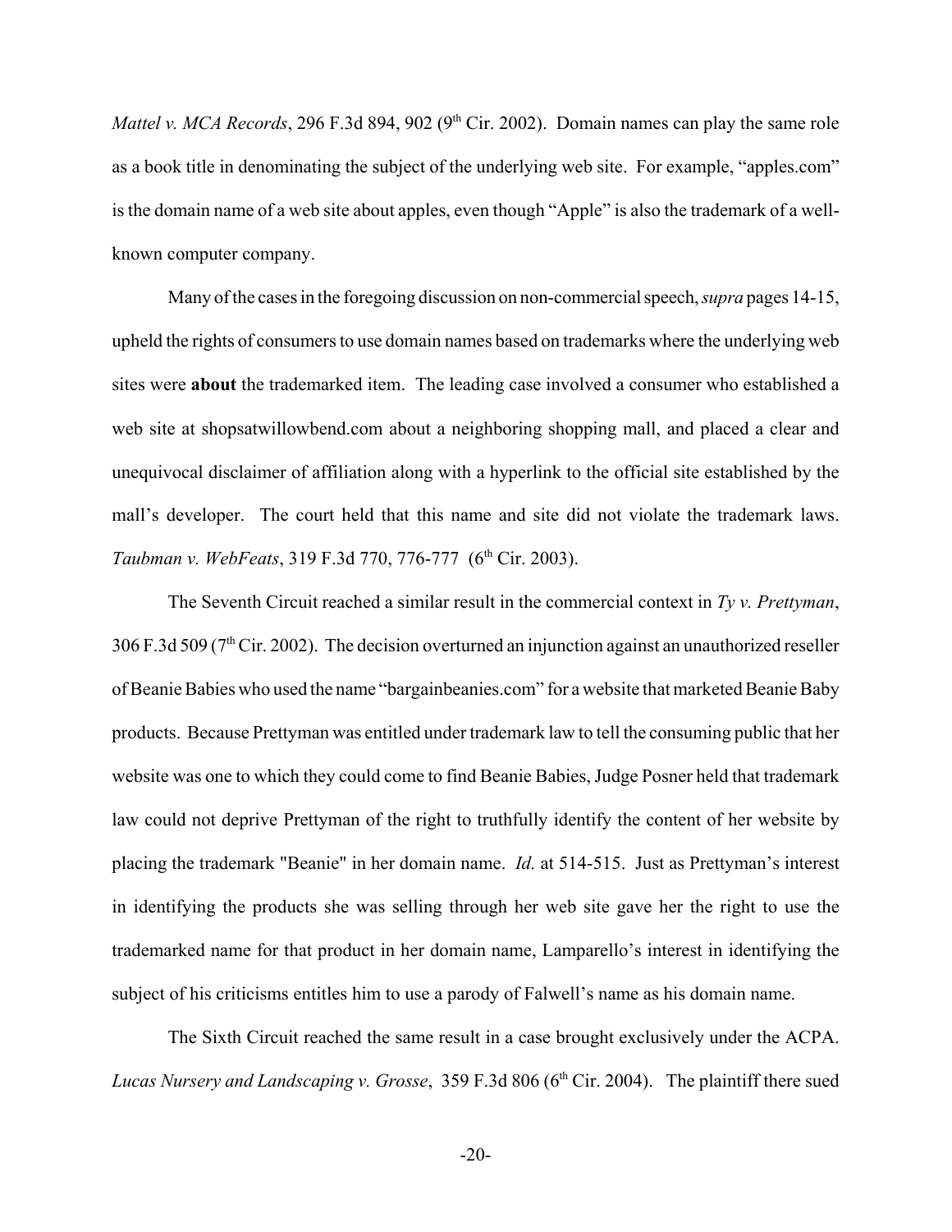*Mattel v. MCA Records*, 296 F.3d 894, 902 (9th Cir. 2002). Domain names can play the same role as a book title in denominating the subject of the underlying web site. For example, "apples.com" is the domain name of a web site about apples, even though "Apple" is also the trademark of a well-known computer company.

Many of the cases in the foregoing discussion on non-commercial speech, *supra* pages 14-15, upheld the rights of consumers to use domain names based on trademarks where the underlying web sites were **about** the trademarked item. The leading case involved a consumer who established a web site at shopsatwillowbend.com about a neighboring shopping mall, and placed a clear and unequivocal disclaimer of affiliation along with a hyperlink to the official site established by the mall's developer. The court held that this name and site did not violate the trademark laws. *Taubman v. WebFeats*, 319 F.3d 770, 776-777 (6th Cir. 2003).

The Seventh Circuit reached a similar result in the commercial context in *Ty v. Prettyman*, 306 F.3d 509 (7th Cir. 2002). The decision overturned an injunction against an unauthorized reseller of Beanie Babies who used the name "bargainbeanies.com" for a website that marketed Beanie Baby products. Because Prettyman was entitled under trademark law to tell the consuming public that her website was one to which they could come to find Beanie Babies, Judge Posner held that trademark law could not deprive Prettyman of the right to truthfully identify the content of her website by placing the trademark "Beanie" in her domain name. *Id.* at 514-515. Just as Prettyman's interest in identifying the products she was selling through her web site gave her the right to use the trademarked name for that product in her domain name, Lamparello's interest in identifying the subject of his criticisms entitles him to use a parody of Falwell's name as his domain name.

The Sixth Circuit reached the same result in a case brought exclusively under the ACPA. *Lucas Nursery and Landscaping v. Grosse*, 359 F.3d 806 (6th Cir. 2004). The plaintiff there sued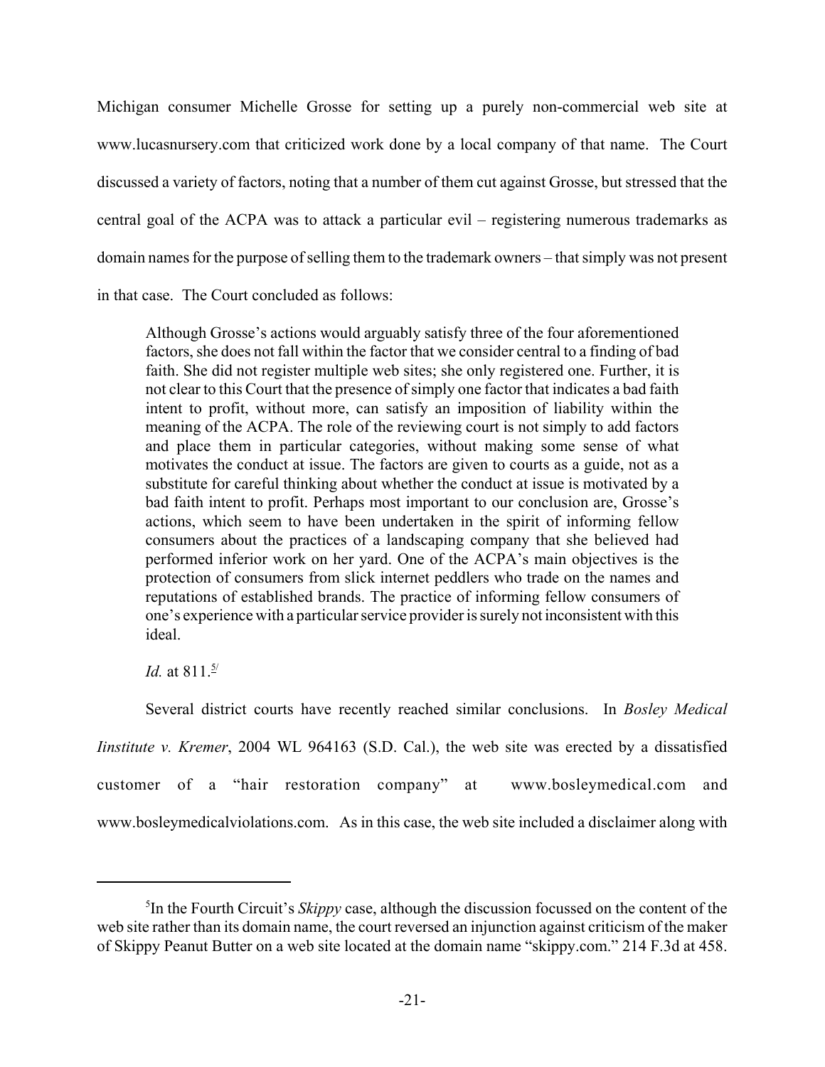Michigan consumer Michelle Grosse for setting up a purely non-commercial web site at www.lucasnursery.com that criticized work done by a local company of that name. The Court discussed a variety of factors, noting that a number of them cut against Grosse, but stressed that the central goal of the ACPA was to attack a particular evil – registering numerous trademarks as domain names for the purpose of selling them to the trademark owners – that simply was not present in that case. The Court concluded as follows:

> Although Grosse's actions would arguably satisfy three of the four aforementioned factors, she does not fall within the factor that we consider central to a finding of bad faith. She did not register multiple web sites; she only registered one. Further, it is not clear to this Court that the presence of simply one factor that indicates a bad faith intent to profit, without more, can satisfy an imposition of liability within the meaning of the ACPA. The role of the reviewing court is not simply to add factors and place them in particular categories, without making some sense of what motivates the conduct at issue. The factors are given to courts as a guide, not as a substitute for careful thinking about whether the conduct at issue is motivated by a bad faith intent to profit. Perhaps most important to our conclusion are, Grosse's actions, which seem to have been undertaken in the spirit of informing fellow consumers about the practices of a landscaping company that she believed had performed inferior work on her yard. One of the ACPA's main objectives is the protection of consumers from slick internet peddlers who trade on the names and reputations of established brands. The practice of informing fellow consumers of one's experience with a particular service provider is surely not inconsistent with this ideal.
>
> *Id.* at 811.[5]

Several district courts have recently reached similar conclusions. In *Bosley Medical Iinstitute v. Kremer*, 2004 WL 964163 (S.D. Cal.), the web site was erected by a dissatisfied customer of a "hair restoration company" at www.bosleymedical.com and www.bosleymedicalviolations.com. As in this case, the web site included a disclaimer along with

---

[5] In the Fourth Circuit's *Skippy* case, although the discussion focussed on the content of the web site rather than its domain name, the court reversed an injunction against criticism of the maker of Skippy Peanut Butter on a web site located at the domain name "skippy.com." 214 F.3d at 458.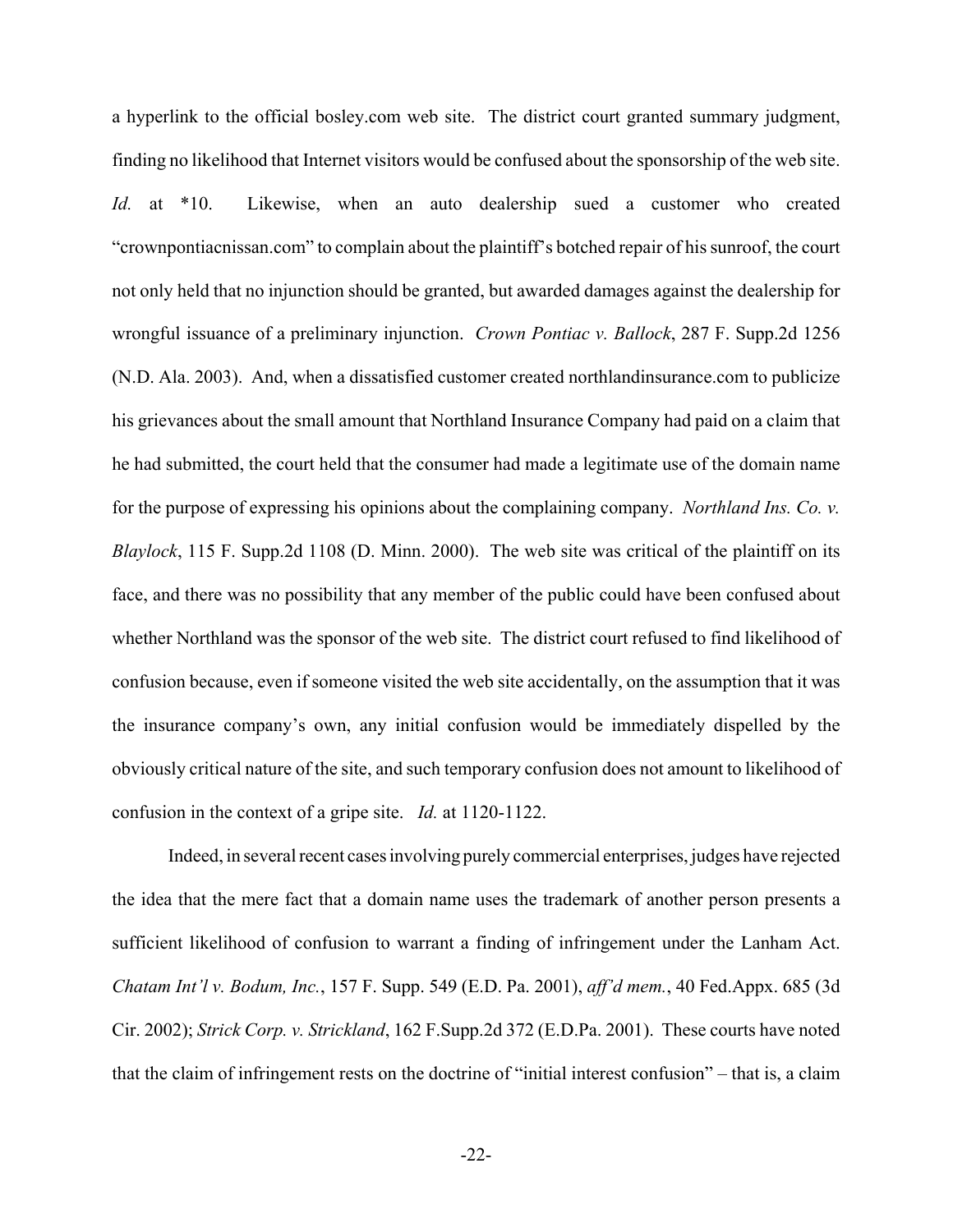a hyperlink to the official bosley.com web site. The district court granted summary judgment, finding no likelihood that Internet visitors would be confused about the sponsorship of the web site. *Id.* at *10. Likewise, when an auto dealership sued a customer who created "crownpontiacnissan.com" to complain about the plaintiff's botched repair of his sunroof, the court not only held that no injunction should be granted, but awarded damages against the dealership for wrongful issuance of a preliminary injunction. *Crown Pontiac v. Ballock*, 287 F. Supp.2d 1256 (N.D. Ala. 2003). And, when a dissatisfied customer created northlandinsurance.com to publicize his grievances about the small amount that Northland Insurance Company had paid on a claim that he had submitted, the court held that the consumer had made a legitimate use of the domain name for the purpose of expressing his opinions about the complaining company. *Northland Ins. Co. v. Blaylock*, 115 F. Supp.2d 1108 (D. Minn. 2000). The web site was critical of the plaintiff on its face, and there was no possibility that any member of the public could have been confused about whether Northland was the sponsor of the web site. The district court refused to find likelihood of confusion because, even if someone visited the web site accidentally, on the assumption that it was the insurance company's own, any initial confusion would be immediately dispelled by the obviously critical nature of the site, and such temporary confusion does not amount to likelihood of confusion in the context of a gripe site. *Id.* at 1120-1122.

Indeed, in several recent cases involving purely commercial enterprises, judges have rejected the idea that the mere fact that a domain name uses the trademark of another person presents a sufficient likelihood of confusion to warrant a finding of infringement under the Lanham Act. *Chatam Int'l v. Bodum, Inc.*, 157 F. Supp. 549 (E.D. Pa. 2001), *aff'd mem.*, 40 Fed.Appx. 685 (3d Cir. 2002); *Strick Corp. v. Strickland*, 162 F.Supp.2d 372 (E.D.Pa. 2001). These courts have noted that the claim of infringement rests on the doctrine of "initial interest confusion" – that is, a claim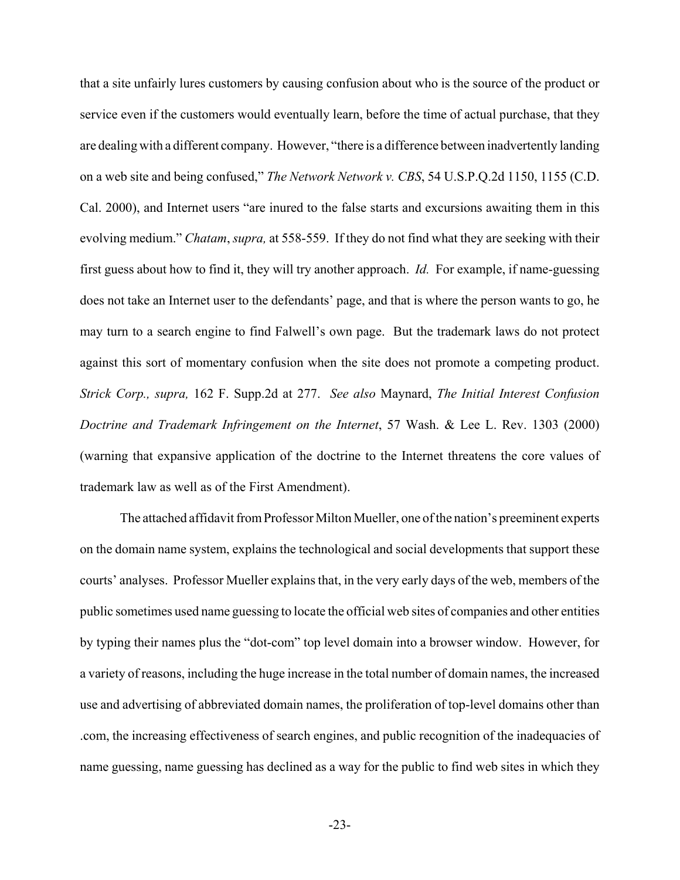that a site unfairly lures customers by causing confusion about who is the source of the product or service even if the customers would eventually learn, before the time of actual purchase, that they are dealing with a different company. However, "there is a difference between inadvertently landing on a web site and being confused," *The Network Network v. CBS*, 54 U.S.P.Q.2d 1150, 1155 (C.D. Cal. 2000), and Internet users "are inured to the false starts and excursions awaiting them in this evolving medium." *Chatam*, *supra,* at 558-559. If they do not find what they are seeking with their first guess about how to find it, they will try another approach. *Id.* For example, if name-guessing does not take an Internet user to the defendants' page, and that is where the person wants to go, he may turn to a search engine to find Falwell's own page. But the trademark laws do not protect against this sort of momentary confusion when the site does not promote a competing product. *Strick Corp., supra,* 162 F. Supp.2d at 277. *See also* Maynard, *The Initial Interest Confusion Doctrine and Trademark Infringement on the Internet*, 57 Wash. & Lee L. Rev. 1303 (2000) (warning that expansive application of the doctrine to the Internet threatens the core values of trademark law as well as of the First Amendment).

The attached affidavit from Professor Milton Mueller, one of the nation's preeminent experts on the domain name system, explains the technological and social developments that support these courts' analyses. Professor Mueller explains that, in the very early days of the web, members of the public sometimes used name guessing to locate the official web sites of companies and other entities by typing their names plus the "dot-com" top level domain into a browser window. However, for a variety of reasons, including the huge increase in the total number of domain names, the increased use and advertising of abbreviated domain names, the proliferation of top-level domains other than .com, the increasing effectiveness of search engines, and public recognition of the inadequacies of name guessing, name guessing has declined as a way for the public to find web sites in which they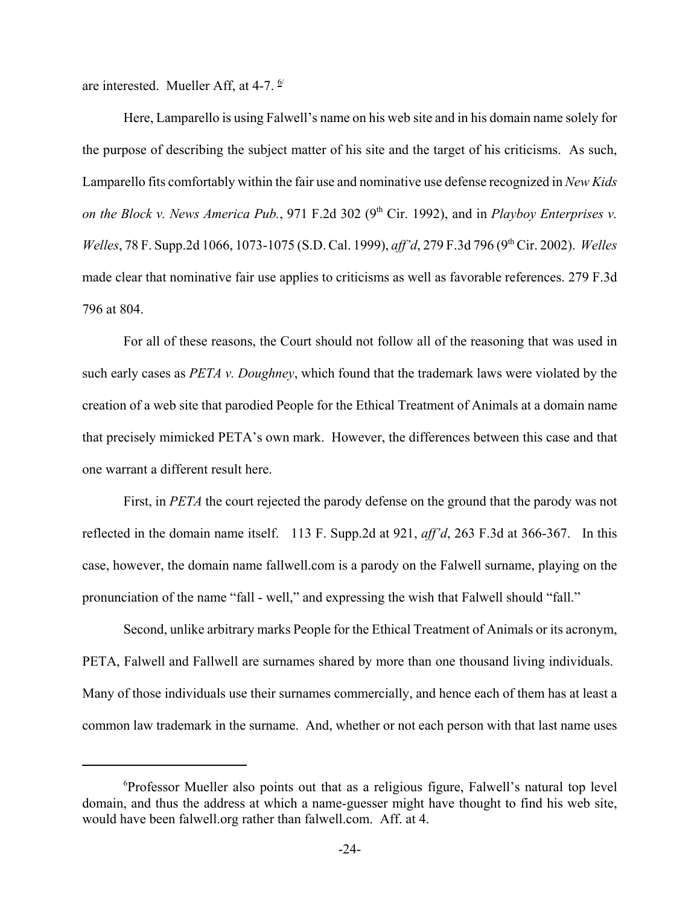are interested. Mueller Aff, at 4-7. [6]

Here, Lamparello is using Falwell's name on his web site and in his domain name solely for the purpose of describing the subject matter of his site and the target of his criticisms. As such, Lamparello fits comfortably within the fair use and nominative use defense recognized in *New Kids on the Block v. News America Pub.*, 971 F.2d 302 (9th Cir. 1992), and in *Playboy Enterprises v. Welles*, 78 F. Supp.2d 1066, 1073-1075 (S.D. Cal. 1999), *aff'd*, 279 F.3d 796 (9th Cir. 2002). *Welles* made clear that nominative fair use applies to criticisms as well as favorable references. 279 F.3d 796 at 804.

For all of these reasons, the Court should not follow all of the reasoning that was used in such early cases as *PETA v. Doughney*, which found that the trademark laws were violated by the creation of a web site that parodied People for the Ethical Treatment of Animals at a domain name that precisely mimicked PETA's own mark. However, the differences between this case and that one warrant a different result here.

First, in *PETA* the court rejected the parody defense on the ground that the parody was not reflected in the domain name itself. 113 F. Supp.2d at 921, *aff'd*, 263 F.3d at 366-367. In this case, however, the domain name fallwell.com is a parody on the Falwell surname, playing on the pronunciation of the name "fall - well," and expressing the wish that Falwell should "fall."

Second, unlike arbitrary marks People for the Ethical Treatment of Animals or its acronym, PETA, Falwell and Fallwell are surnames shared by more than one thousand living individuals. Many of those individuals use their surnames commercially, and hence each of them has at least a common law trademark in the surname. And, whether or not each person with that last name uses

---

[6] Professor Mueller also points out that as a religious figure, Falwell's natural top level domain, and thus the address at which a name-guesser might have thought to find his web site, would have been falwell.org rather than falwell.com. Aff. at 4.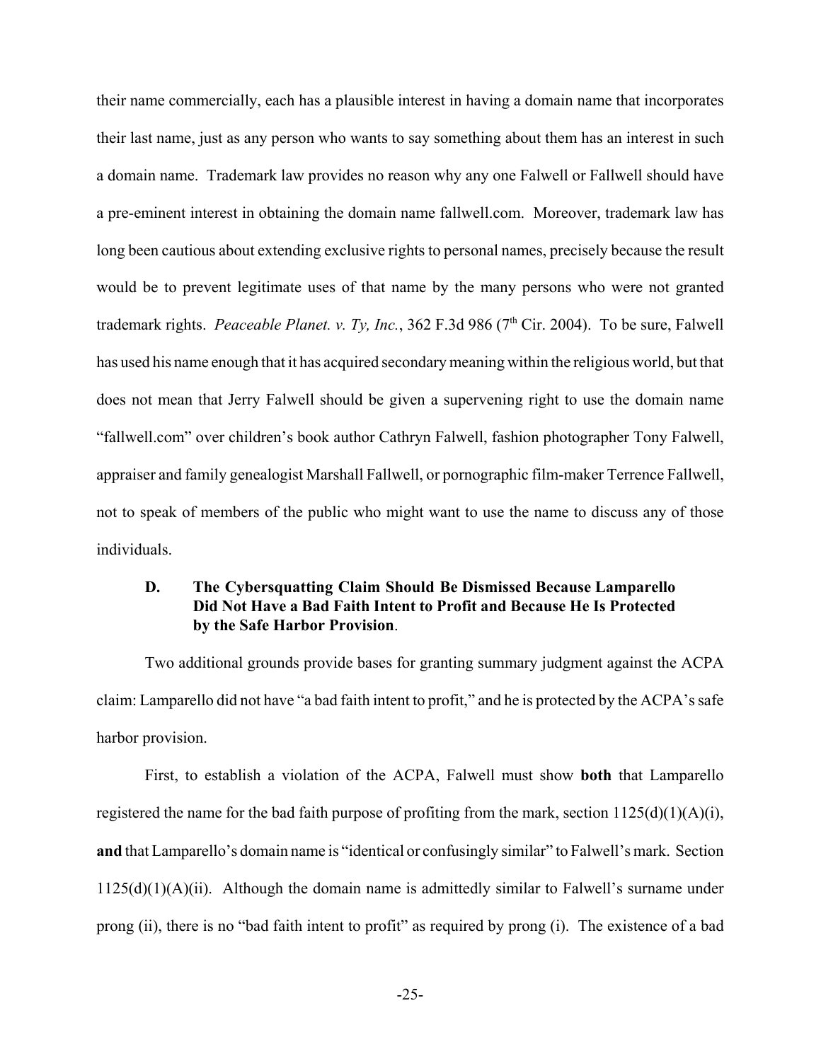their name commercially, each has a plausible interest in having a domain name that incorporates their last name, just as any person who wants to say something about them has an interest in such a domain name. Trademark law provides no reason why any one Falwell or Fallwell should have a pre-eminent interest in obtaining the domain name fallwell.com. Moreover, trademark law has long been cautious about extending exclusive rights to personal names, precisely because the result would be to prevent legitimate uses of that name by the many persons who were not granted trademark rights. *Peaceable Planet. v. Ty, Inc.*, 362 F.3d 986 (7th Cir. 2004). To be sure, Falwell has used his name enough that it has acquired secondary meaning within the religious world, but that does not mean that Jerry Falwell should be given a supervening right to use the domain name "fallwell.com" over children's book author Cathryn Falwell, fashion photographer Tony Falwell, appraiser and family genealogist Marshall Fallwell, or pornographic film-maker Terrence Fallwell, not to speak of members of the public who might want to use the name to discuss any of those individuals.

### D. The Cybersquatting Claim Should Be Dismissed Because Lamparello Did Not Have a Bad Faith Intent to Profit and Because He Is Protected by the Safe Harbor Provision.

Two additional grounds provide bases for granting summary judgment against the ACPA claim: Lamparello did not have "a bad faith intent to profit," and he is protected by the ACPA's safe harbor provision.

First, to establish a violation of the ACPA, Falwell must show **both** that Lamparello registered the name for the bad faith purpose of profiting from the mark, section 1125(d)(1)(A)(i), **and** that Lamparello's domain name is "identical or confusingly similar" to Falwell's mark. Section 1125(d)(1)(A)(ii). Although the domain name is admittedly similar to Falwell's surname under prong (ii), there is no "bad faith intent to profit" as required by prong (i). The existence of a bad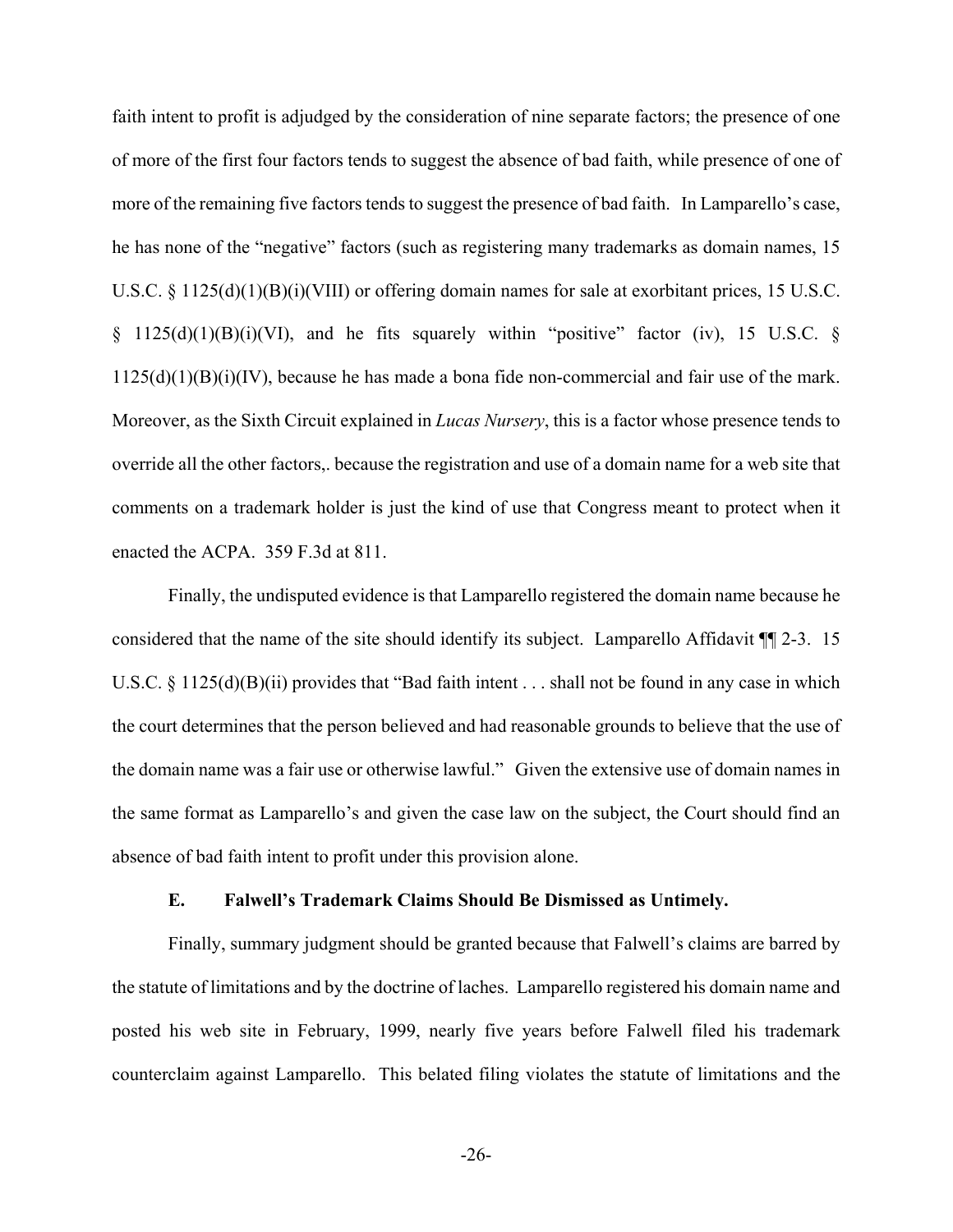faith intent to profit is adjudged by the consideration of nine separate factors; the presence of one of more of the first four factors tends to suggest the absence of bad faith, while presence of one of more of the remaining five factors tends to suggest the presence of bad faith. In Lamparello's case, he has none of the "negative" factors (such as registering many trademarks as domain names, 15 U.S.C. § 1125(d)(1)(B)(i)(VIII) or offering domain names for sale at exorbitant prices, 15 U.S.C. § 1125(d)(1)(B)(i)(VI), and he fits squarely within "positive" factor (iv), 15 U.S.C. § 1125(d)(1)(B)(i)(IV), because he has made a bona fide non-commercial and fair use of the mark. Moreover, as the Sixth Circuit explained in *Lucas Nursery*, this is a factor whose presence tends to override all the other factors,. because the registration and use of a domain name for a web site that comments on a trademark holder is just the kind of use that Congress meant to protect when it enacted the ACPA. 359 F.3d at 811.

Finally, the undisputed evidence is that Lamparello registered the domain name because he considered that the name of the site should identify its subject. Lamparello Affidavit ¶¶ 2-3. 15 U.S.C. § 1125(d)(B)(ii) provides that "Bad faith intent . . . shall not be found in any case in which the court determines that the person believed and had reasonable grounds to believe that the use of the domain name was a fair use or otherwise lawful." Given the extensive use of domain names in the same format as Lamparello's and given the case law on the subject, the Court should find an absence of bad faith intent to profit under this provision alone.

### E. Falwell's Trademark Claims Should Be Dismissed as Untimely.

Finally, summary judgment should be granted because that Falwell's claims are barred by the statute of limitations and by the doctrine of laches. Lamparello registered his domain name and posted his web site in February, 1999, nearly five years before Falwell filed his trademark counterclaim against Lamparello. This belated filing violates the statute of limitations and the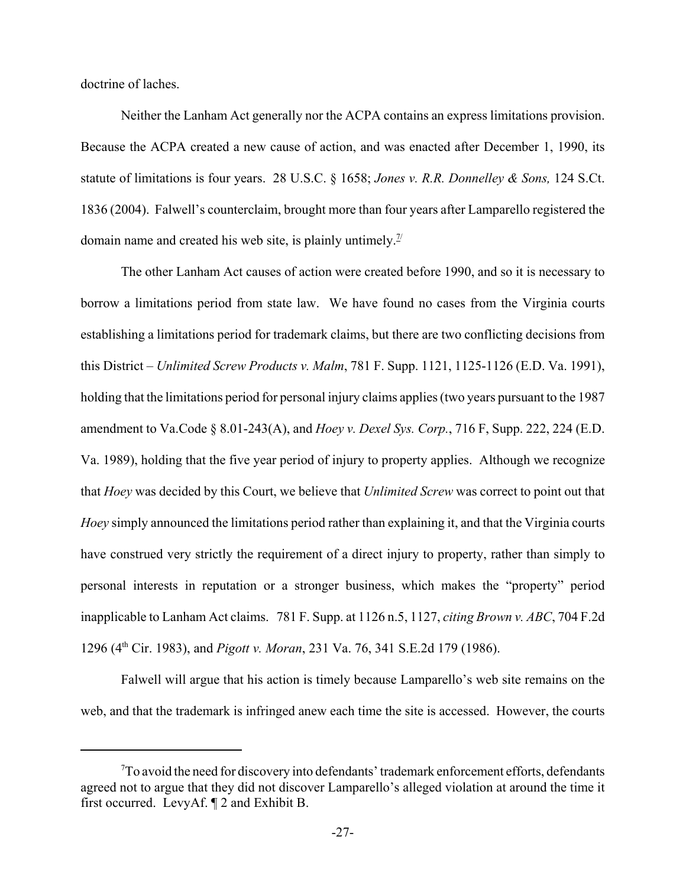doctrine of laches.

Neither the Lanham Act generally nor the ACPA contains an express limitations provision. Because the ACPA created a new cause of action, and was enacted after December 1, 1990, its statute of limitations is four years. 28 U.S.C. § 1658; *Jones v. R.R. Donnelley & Sons,* 124 S.Ct. 1836 (2004). Falwell's counterclaim, brought more than four years after Lamparello registered the domain name and created his web site, is plainly untimely.[7]

The other Lanham Act causes of action were created before 1990, and so it is necessary to borrow a limitations period from state law. We have found no cases from the Virginia courts establishing a limitations period for trademark claims, but there are two conflicting decisions from this District – *Unlimited Screw Products v. Malm*, 781 F. Supp. 1121, 1125-1126 (E.D. Va. 1991), holding that the limitations period for personal injury claims applies (two years pursuant to the 1987 amendment to Va.Code § 8.01-243(A), and *Hoey v. Dexel Sys. Corp.*, 716 F, Supp. 222, 224 (E.D. Va. 1989), holding that the five year period of injury to property applies. Although we recognize that *Hoey* was decided by this Court, we believe that *Unlimited Screw* was correct to point out that *Hoey* simply announced the limitations period rather than explaining it, and that the Virginia courts have construed very strictly the requirement of a direct injury to property, rather than simply to personal interests in reputation or a stronger business, which makes the "property" period inapplicable to Lanham Act claims. 781 F. Supp. at 1126 n.5, 1127, *citing Brown v. ABC*, 704 F.2d 1296 (4th Cir. 1983), and *Pigott v. Moran*, 231 Va. 76, 341 S.E.2d 179 (1986).

Falwell will argue that his action is timely because Lamparello's web site remains on the web, and that the trademark is infringed anew each time the site is accessed. However, the courts

[7] To avoid the need for discovery into defendants' trademark enforcement efforts, defendants agreed not to argue that they did not discover Lamparello's alleged violation at around the time it first occurred. LevyAf. ¶ 2 and Exhibit B.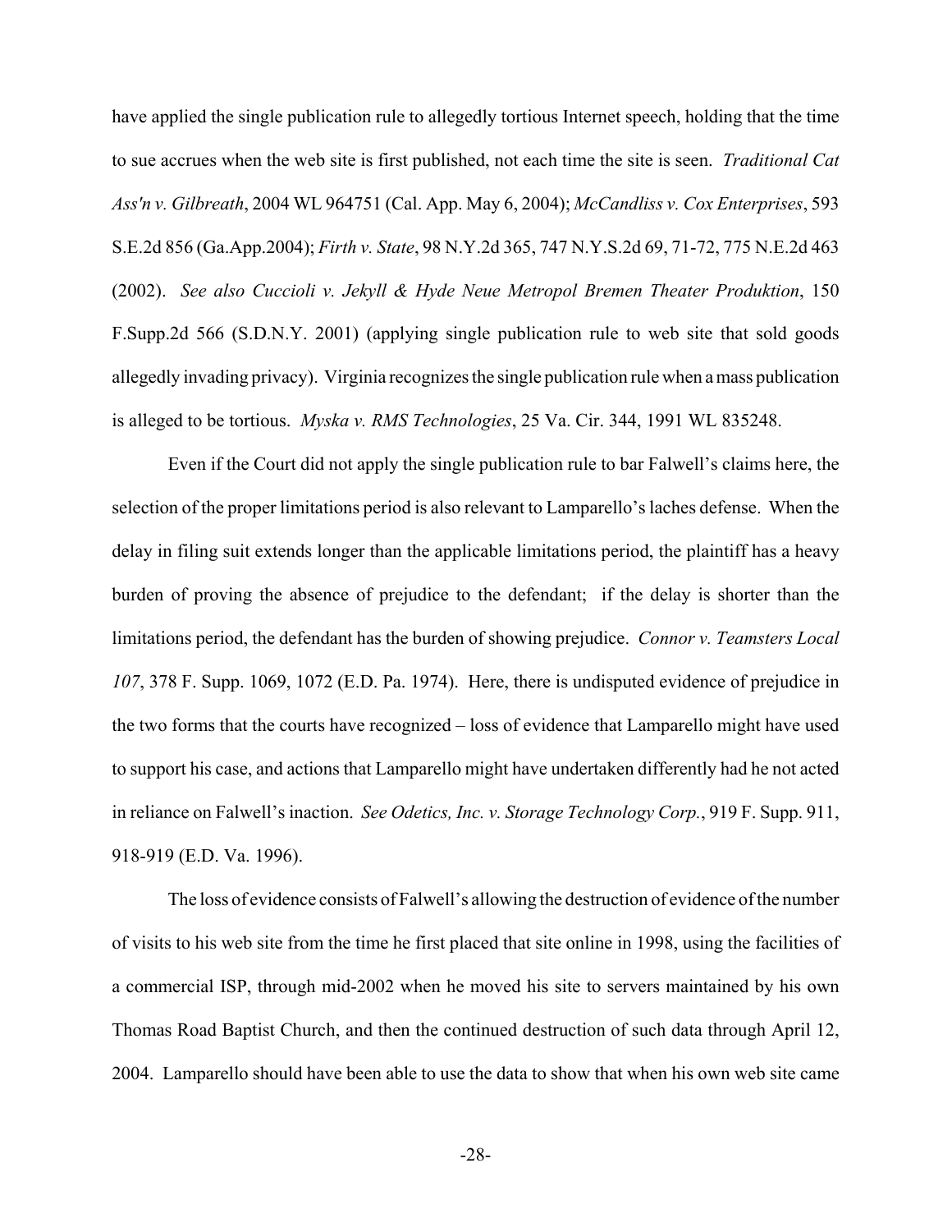have applied the single publication rule to allegedly tortious Internet speech, holding that the time to sue accrues when the web site is first published, not each time the site is seen. *Traditional Cat Ass'n v. Gilbreath*, 2004 WL 964751 (Cal. App. May 6, 2004); *McCandliss v. Cox Enterprises*, 593 S.E.2d 856 (Ga.App.2004); *Firth v. State*, 98 N.Y.2d 365, 747 N.Y.S.2d 69, 71-72, 775 N.E.2d 463 (2002). *See also Cuccioli v. Jekyll & Hyde Neue Metropol Bremen Theater Produktion*, 150 F.Supp.2d 566 (S.D.N.Y. 2001) (applying single publication rule to web site that sold goods allegedly invading privacy). Virginia recognizes the single publication rule when a mass publication is alleged to be tortious. *Myska v. RMS Technologies*, 25 Va. Cir. 344, 1991 WL 835248.

Even if the Court did not apply the single publication rule to bar Falwell's claims here, the selection of the proper limitations period is also relevant to Lamparello's laches defense. When the delay in filing suit extends longer than the applicable limitations period, the plaintiff has a heavy burden of proving the absence of prejudice to the defendant; if the delay is shorter than the limitations period, the defendant has the burden of showing prejudice. *Connor v. Teamsters Local 107*, 378 F. Supp. 1069, 1072 (E.D. Pa. 1974). Here, there is undisputed evidence of prejudice in the two forms that the courts have recognized – loss of evidence that Lamparello might have used to support his case, and actions that Lamparello might have undertaken differently had he not acted in reliance on Falwell's inaction. *See Odetics, Inc. v. Storage Technology Corp.*, 919 F. Supp. 911, 918-919 (E.D. Va. 1996).

The loss of evidence consists of Falwell's allowing the destruction of evidence of the number of visits to his web site from the time he first placed that site online in 1998, using the facilities of a commercial ISP, through mid-2002 when he moved his site to servers maintained by his own Thomas Road Baptist Church, and then the continued destruction of such data through April 12, 2004. Lamparello should have been able to use the data to show that when his own web site came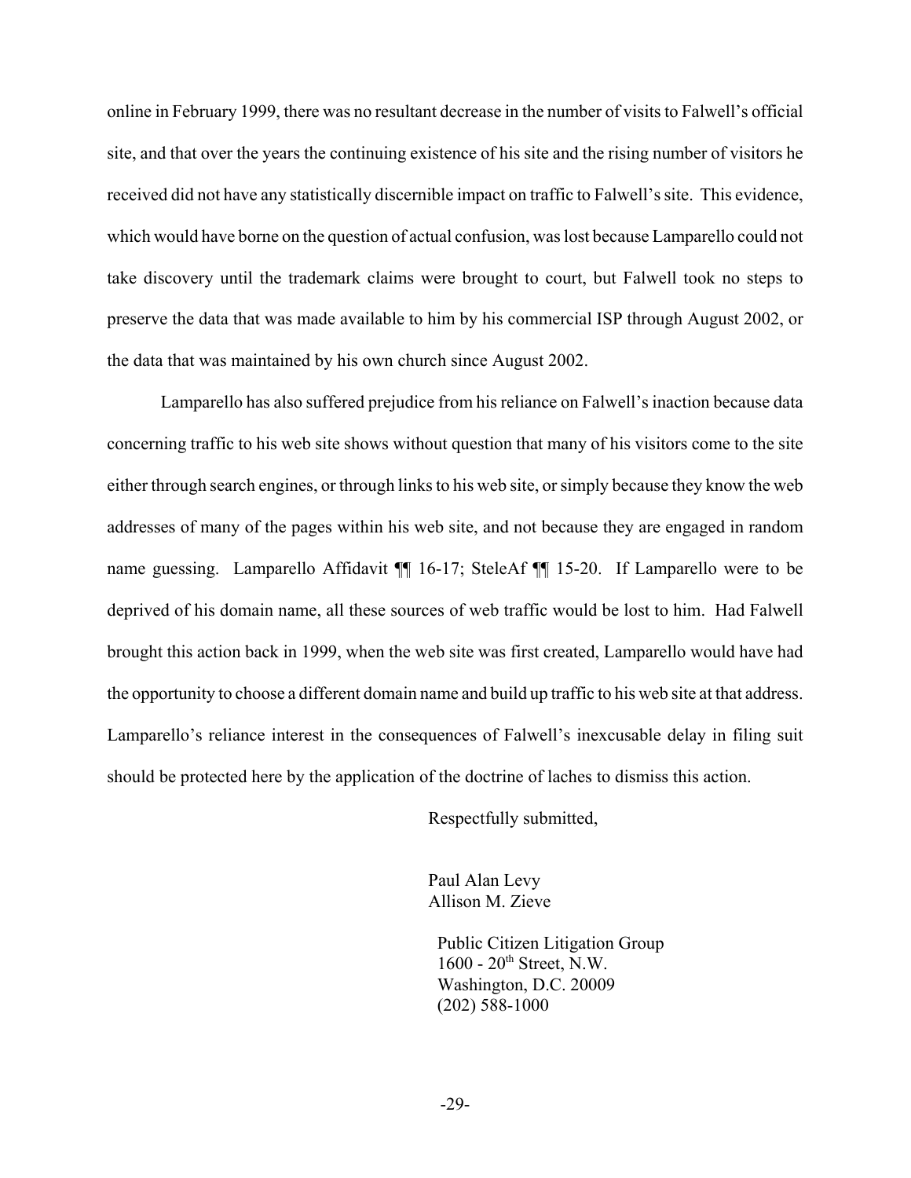online in February 1999, there was no resultant decrease in the number of visits to Falwell's official site, and that over the years the continuing existence of his site and the rising number of visitors he received did not have any statistically discernible impact on traffic to Falwell's site. This evidence, which would have borne on the question of actual confusion, was lost because Lamparello could not take discovery until the trademark claims were brought to court, but Falwell took no steps to preserve the data that was made available to him by his commercial ISP through August 2002, or the data that was maintained by his own church since August 2002.

Lamparello has also suffered prejudice from his reliance on Falwell's inaction because data concerning traffic to his web site shows without question that many of his visitors come to the site either through search engines, or through links to his web site, or simply because they know the web addresses of many of the pages within his web site, and not because they are engaged in random name guessing. Lamparello Affidavit ¶¶ 16-17; SteleAf ¶¶ 15-20. If Lamparello were to be deprived of his domain name, all these sources of web traffic would be lost to him. Had Falwell brought this action back in 1999, when the web site was first created, Lamparello would have had the opportunity to choose a different domain name and build up traffic to his web site at that address. Lamparello's reliance interest in the consequences of Falwell's inexcusable delay in filing suit should be protected here by the application of the doctrine of laches to dismiss this action.

Respectfully submitted,

Paul Alan Levy
Allison M. Zieve

Public Citizen Litigation Group
1600 - 20th Street, N.W.
Washington, D.C. 20009
(202) 588-1000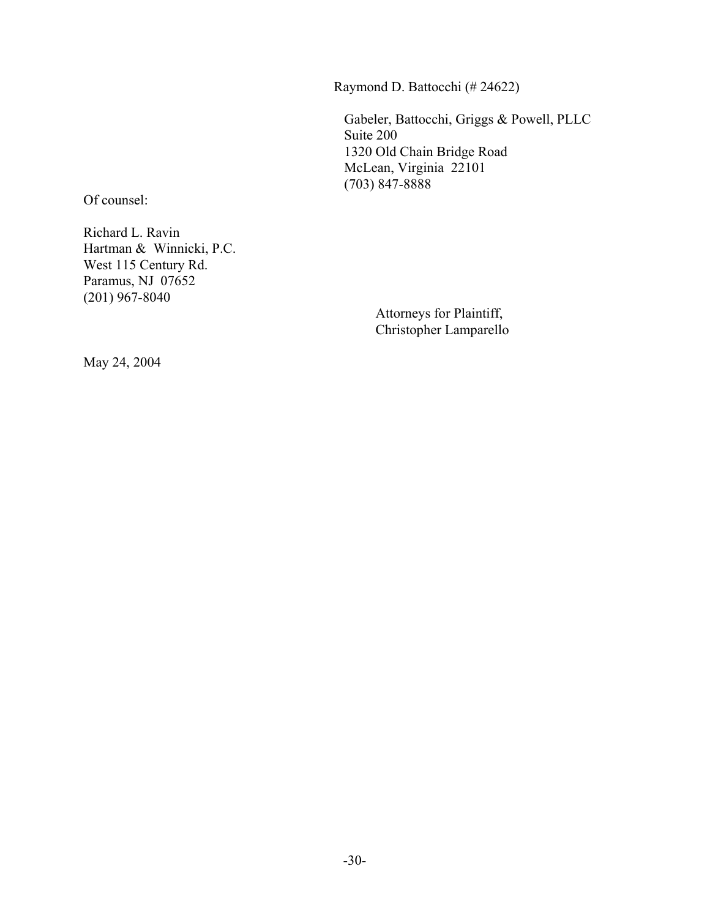Raymond D. Battocchi (# 24622)

Gabeler, Battocchi, Griggs & Powell, PLLC
Suite 200
1320 Old Chain Bridge Road
McLean, Virginia 22101
(703) 847-8888

Of counsel:

Richard L. Ravin
Hartman & Winnicki, P.C.
West 115 Century Rd.
Paramus, NJ 07652
(201) 967-8040

Attorneys for Plaintiff,
Christopher Lamparello

May 24, 2004